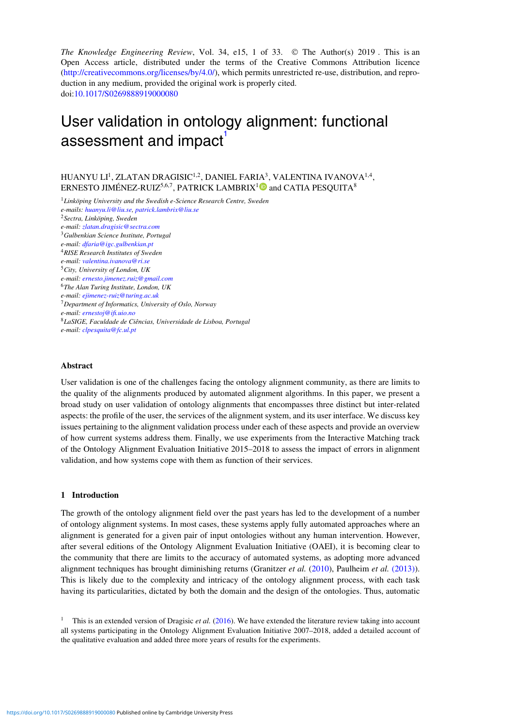*The Knowledge Engineering Review*, Vol. 34, e15, 1 of 33. © The Author(s) 2019 . This is an Open Access article, distributed under the terms of the Creative Commons Attribution licence (http://creativecommons.org/licenses/by/4.0/), which permits unrestricted re-use, distribution, and reproduction in any medium, provided the original work is properly cited.
doi:10.1017/S0269888919000080

# User validation in ontology alignment: functional assessment and impact[1]

HUANYU LI[1], ZLATAN DRAGISIC[1,2], DANIEL FARIA[3], VALENTINA IVANOVA[1,4], ERNESTO JIMÉNEZ-RUIZ[5,6,7], PATRICK LAMBRIX[1] and CATIA PESQUITA[8]

[1]*Linköping University and the Swedish e-Science Research Centre, Sweden*
*e-mails: huanyu.li@liu.se, patrick.lambrix@liu.se*
[2]*Sectra, Linköping, Sweden*
*e-mail: zlatan.dragisic@sectra.com*
[3]*Gulbenkian Science Institute, Portugal*
*e-mail: dfaria@igc.gulbenkian.pt*
[4]*RISE Research Institutes of Sweden*
*e-mail: valentina.ivanova@ri.se*
[5]*City, University of London, UK*
*e-mail: ernesto.jimenez.ruiz@gmail.com*
[6]*The Alan Turing Institute, London, UK*
*e-mail: ejimenez-ruiz@turing.ac.uk*
[7]*Department of Informatics, University of Oslo, Norway*
*e-mail: ernestoj@ifi.uio.no*
[8]*LaSIGE, Faculdade de Ciências, Universidade de Lisboa, Portugal*
*e-mail: clpesquita@fc.ul.pt*

### Abstract

User validation is one of the challenges facing the ontology alignment community, as there are limits to the quality of the alignments produced by automated alignment algorithms. In this paper, we present a broad study on user validation of ontology alignments that encompasses three distinct but inter-related aspects: the profile of the user, the services of the alignment system, and its user interface. We discuss key issues pertaining to the alignment validation process under each of these aspects and provide an overview of how current systems address them. Finally, we use experiments from the Interactive Matching track of the Ontology Alignment Evaluation Initiative 2015–2018 to assess the impact of errors in alignment validation, and how systems cope with them as function of their services.

## 1 Introduction

The growth of the ontology alignment field over the past years has led to the development of a number of ontology alignment systems. In most cases, these systems apply fully automated approaches where an alignment is generated for a given pair of input ontologies without any human intervention. However, after several editions of the Ontology Alignment Evaluation Initiative (OAEI), it is becoming clear to the community that there are limits to the accuracy of automated systems, as adopting more advanced alignment techniques has brought diminishing returns (Granitzer *et al.* (2010), Paulheim *et al.* (2013)). This is likely due to the complexity and intricacy of the ontology alignment process, with each task having its particularities, dictated by both the domain and the design of the ontologies. Thus, automatic

[1] This is an extended version of Dragisic *et al.* (2016). We have extended the literature review taking into account all systems participating in the Ontology Alignment Evaluation Initiative 2007–2018, added a detailed account of the qualitative evaluation and added three more years of results for the experiments.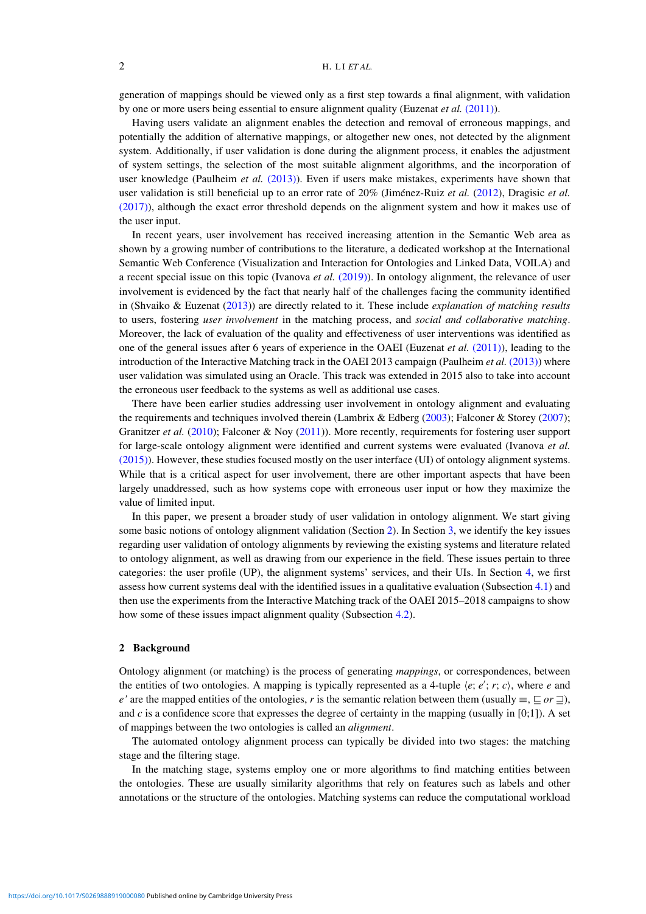generation of mappings should be viewed only as a first step towards a final alignment, with validation by one or more users being essential to ensure alignment quality (Euzenat *et al.* (2011)).

Having users validate an alignment enables the detection and removal of erroneous mappings, and potentially the addition of alternative mappings, or altogether new ones, not detected by the alignment system. Additionally, if user validation is done during the alignment process, it enables the adjustment of system settings, the selection of the most suitable alignment algorithms, and the incorporation of user knowledge (Paulheim *et al.* (2013)). Even if users make mistakes, experiments have shown that user validation is still beneficial up to an error rate of 20% (Jiménez-Ruiz *et al.* (2012), Dragisic *et al.* (2017)), although the exact error threshold depends on the alignment system and how it makes use of the user input.

In recent years, user involvement has received increasing attention in the Semantic Web area as shown by a growing number of contributions to the literature, a dedicated workshop at the International Semantic Web Conference (Visualization and Interaction for Ontologies and Linked Data, VOILA) and a recent special issue on this topic (Ivanova *et al.* (2019)). In ontology alignment, the relevance of user involvement is evidenced by the fact that nearly half of the challenges facing the community identified in (Shvaiko & Euzenat (2013)) are directly related to it. These include *explanation of matching results* to users, fostering *user involvement* in the matching process, and *social and collaborative matching*. Moreover, the lack of evaluation of the quality and effectiveness of user interventions was identified as one of the general issues after 6 years of experience in the OAEI (Euzenat *et al.* (2011)), leading to the introduction of the Interactive Matching track in the OAEI 2013 campaign (Paulheim *et al.* (2013)) where user validation was simulated using an Oracle. This track was extended in 2015 also to take into account the erroneous user feedback to the systems as well as additional use cases.

There have been earlier studies addressing user involvement in ontology alignment and evaluating the requirements and techniques involved therein (Lambrix & Edberg (2003); Falconer & Storey (2007); Granitzer *et al.* (2010); Falconer & Noy (2011)). More recently, requirements for fostering user support for large-scale ontology alignment were identified and current systems were evaluated (Ivanova *et al.* (2015)). However, these studies focused mostly on the user interface (UI) of ontology alignment systems. While that is a critical aspect for user involvement, there are other important aspects that have been largely unaddressed, such as how systems cope with erroneous user input or how they maximize the value of limited input.

In this paper, we present a broader study of user validation in ontology alignment. We start giving some basic notions of ontology alignment validation (Section 2). In Section 3, we identify the key issues regarding user validation of ontology alignments by reviewing the existing systems and literature related to ontology alignment, as well as drawing from our experience in the field. These issues pertain to three categories: the user profile (UP), the alignment systems' services, and their UIs. In Section 4, we first assess how current systems deal with the identified issues in a qualitative evaluation (Subsection 4.1) and then use the experiments from the Interactive Matching track of the OAEI 2015–2018 campaigns to show how some of these issues impact alignment quality (Subsection 4.2).

## 2 Background

Ontology alignment (or matching) is the process of generating *mappings*, or correspondences, between the entities of two ontologies. A mapping is typically represented as a 4-tuple $\langle e; e'; r; c \rangle$, where $e$ and $e'$ are the mapped entities of the ontologies, $r$ is the semantic relation between them (usually $\equiv$, $\sqsubseteq$ *or* $\sqsupseteq$), and $c$ is a confidence score that expresses the degree of certainty in the mapping (usually in [0;1]). A set of mappings between the two ontologies is called an *alignment*.

The automated ontology alignment process can typically be divided into two stages: the matching stage and the filtering stage.

In the matching stage, systems employ one or more algorithms to find matching entities between the ontologies. These are usually similarity algorithms that rely on features such as labels and other annotations or the structure of the ontologies. Matching systems can reduce the computational workload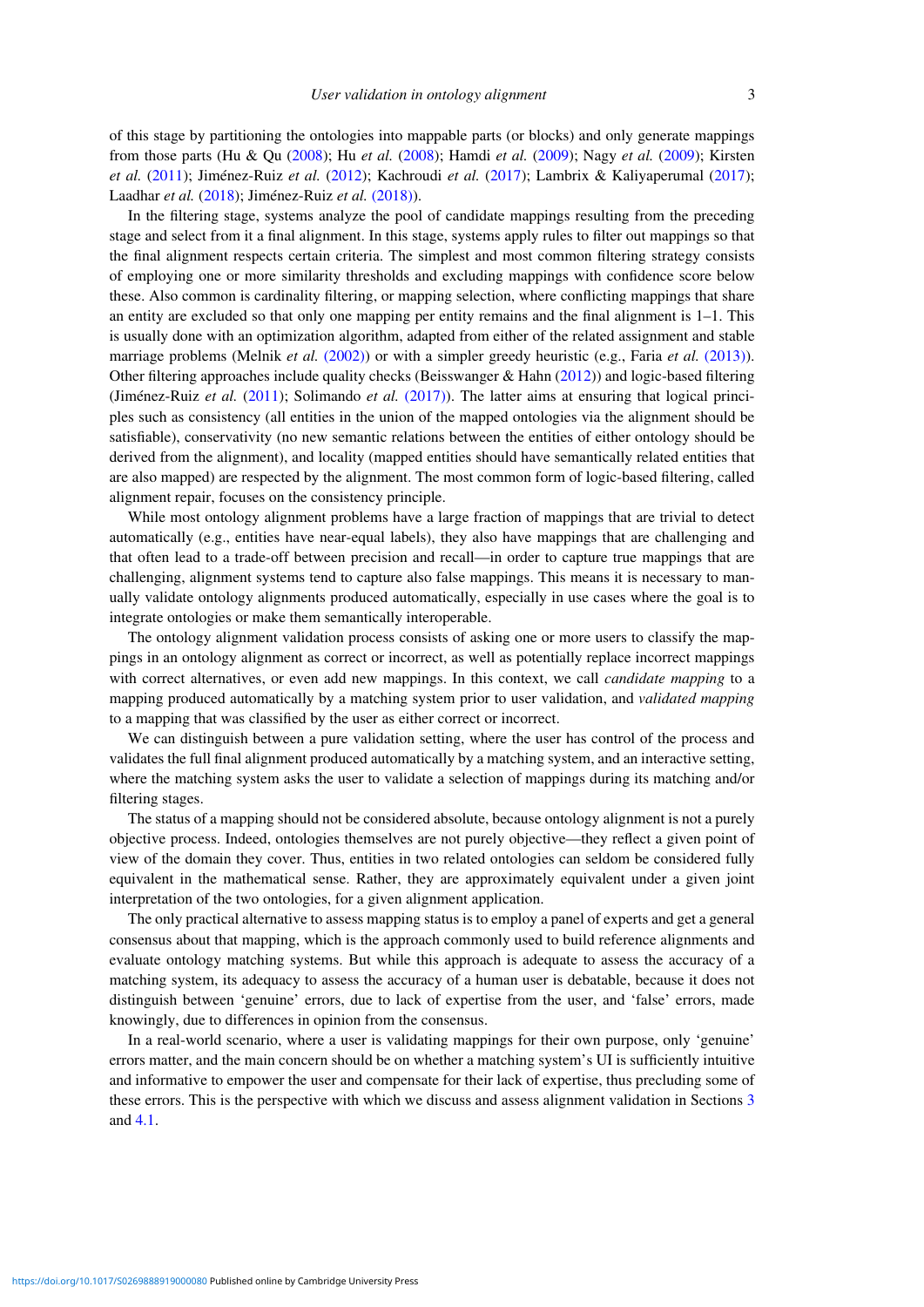of this stage by partitioning the ontologies into mappable parts (or blocks) and only generate mappings from those parts (Hu & Qu (2008); Hu *et al.* (2008); Hamdi *et al.* (2009); Nagy *et al.* (2009); Kirsten *et al.* (2011); Jiménez-Ruiz *et al.* (2012); Kachroudi *et al.* (2017); Lambrix & Kaliyaperumal (2017); Laadhar *et al.* (2018); Jiménez-Ruiz *et al.* (2018)).

In the filtering stage, systems analyze the pool of candidate mappings resulting from the preceding stage and select from it a final alignment. In this stage, systems apply rules to filter out mappings so that the final alignment respects certain criteria. The simplest and most common filtering strategy consists of employing one or more similarity thresholds and excluding mappings with confidence score below these. Also common is cardinality filtering, or mapping selection, where conflicting mappings that share an entity are excluded so that only one mapping per entity remains and the final alignment is 1–1. This is usually done with an optimization algorithm, adapted from either of the related assignment and stable marriage problems (Melnik *et al.* (2002)) or with a simpler greedy heuristic (e.g., Faria *et al.* (2013)). Other filtering approaches include quality checks (Beisswanger & Hahn (2012)) and logic-based filtering (Jiménez-Ruiz *et al.* (2011); Solimando *et al.* (2017)). The latter aims at ensuring that logical principles such as consistency (all entities in the union of the mapped ontologies via the alignment should be satisfiable), conservativity (no new semantic relations between the entities of either ontology should be derived from the alignment), and locality (mapped entities should have semantically related entities that are also mapped) are respected by the alignment. The most common form of logic-based filtering, called alignment repair, focuses on the consistency principle.

While most ontology alignment problems have a large fraction of mappings that are trivial to detect automatically (e.g., entities have near-equal labels), they also have mappings that are challenging and that often lead to a trade-off between precision and recall—in order to capture true mappings that are challenging, alignment systems tend to capture also false mappings. This means it is necessary to manually validate ontology alignments produced automatically, especially in use cases where the goal is to integrate ontologies or make them semantically interoperable.

The ontology alignment validation process consists of asking one or more users to classify the mappings in an ontology alignment as correct or incorrect, as well as potentially replace incorrect mappings with correct alternatives, or even add new mappings. In this context, we call *candidate mapping* to a mapping produced automatically by a matching system prior to user validation, and *validated mapping* to a mapping that was classified by the user as either correct or incorrect.

We can distinguish between a pure validation setting, where the user has control of the process and validates the full final alignment produced automatically by a matching system, and an interactive setting, where the matching system asks the user to validate a selection of mappings during its matching and/or filtering stages.

The status of a mapping should not be considered absolute, because ontology alignment is not a purely objective process. Indeed, ontologies themselves are not purely objective—they reflect a given point of view of the domain they cover. Thus, entities in two related ontologies can seldom be considered fully equivalent in the mathematical sense. Rather, they are approximately equivalent under a given joint interpretation of the two ontologies, for a given alignment application.

The only practical alternative to assess mapping status is to employ a panel of experts and get a general consensus about that mapping, which is the approach commonly used to build reference alignments and evaluate ontology matching systems. But while this approach is adequate to assess the accuracy of a matching system, its adequacy to assess the accuracy of a human user is debatable, because it does not distinguish between 'genuine' errors, due to lack of expertise from the user, and 'false' errors, made knowingly, due to differences in opinion from the consensus.

In a real-world scenario, where a user is validating mappings for their own purpose, only 'genuine' errors matter, and the main concern should be on whether a matching system's UI is sufficiently intuitive and informative to empower the user and compensate for their lack of expertise, thus precluding some of these errors. This is the perspective with which we discuss and assess alignment validation in Sections 3 and 4.1.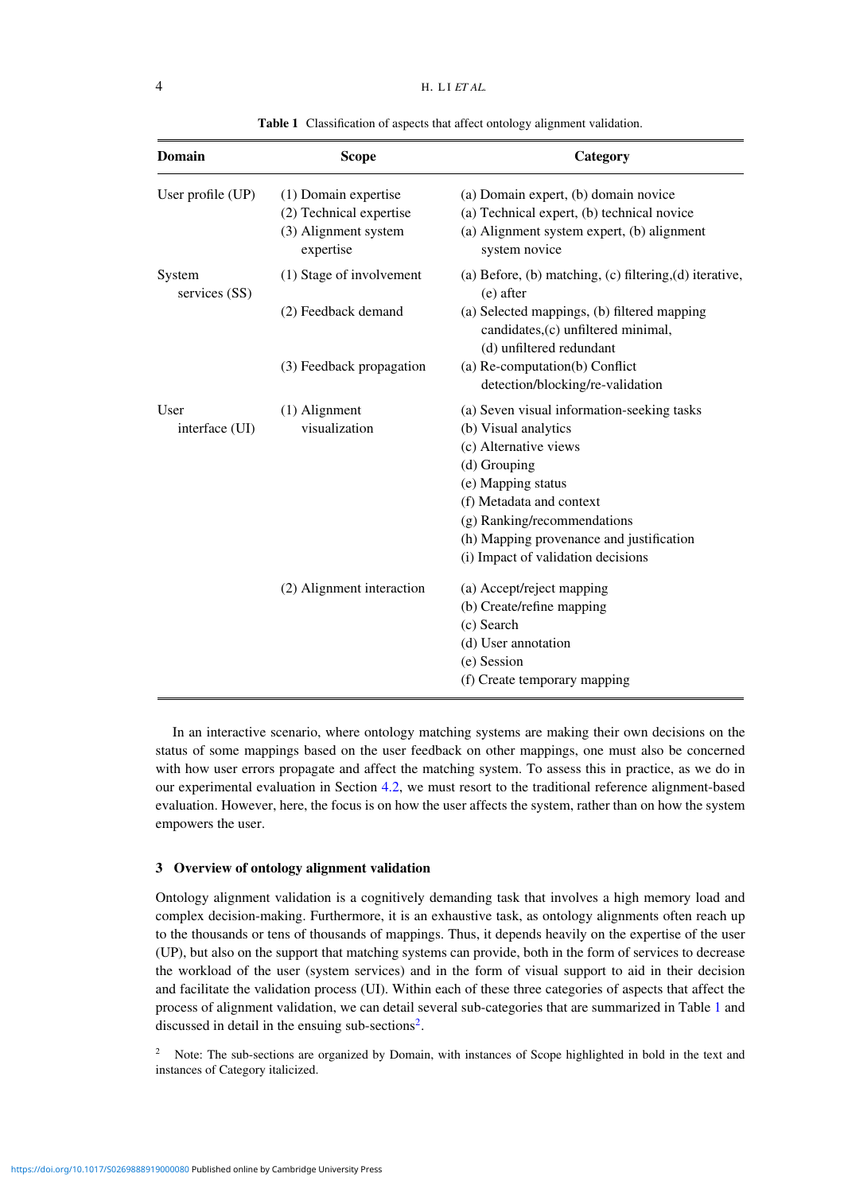**Table 1** Classification of aspects that affect ontology alignment validation.

| Domain | Scope | Category |
|---|---|---|
| User profile (UP) | (1) Domain expertise | (a) Domain expert, (b) domain novice |
| | (2) Technical expertise | (a) Technical expert, (b) technical novice |
| | (3) Alignment system expertise | (a) Alignment system expert, (b) alignment system novice |
| System services (SS) | (1) Stage of involvement | (a) Before, (b) matching, (c) filtering,(d) iterative, (e) after |
| | (2) Feedback demand | (a) Selected mappings, (b) filtered mapping candidates,(c) unfiltered minimal, (d) unfiltered redundant |
| | (3) Feedback propagation | (a) Re-computation(b) Conflict detection/blocking/re-validation |
| User interface (UI) | (1) Alignment visualization | (a) Seven visual information-seeking tasks<br>(b) Visual analytics<br>(c) Alternative views<br>(d) Grouping<br>(e) Mapping status<br>(f) Metadata and context<br>(g) Ranking/recommendations<br>(h) Mapping provenance and justification<br>(i) Impact of validation decisions |
| | (2) Alignment interaction | (a) Accept/reject mapping<br>(b) Create/refine mapping<br>(c) Search<br>(d) User annotation<br>(e) Session<br>(f) Create temporary mapping |

In an interactive scenario, where ontology matching systems are making their own decisions on the status of some mappings based on the user feedback on other mappings, one must also be concerned with how user errors propagate and affect the matching system. To assess this in practice, as we do in our experimental evaluation in Section 4.2, we must resort to the traditional reference alignment-based evaluation. However, here, the focus is on how the user affects the system, rather than on how the system empowers the user.

## 3 Overview of ontology alignment validation

Ontology alignment validation is a cognitively demanding task that involves a high memory load and complex decision-making. Furthermore, it is an exhaustive task, as ontology alignments often reach up to the thousands or tens of thousands of mappings. Thus, it depends heavily on the expertise of the user (UP), but also on the support that matching systems can provide, both in the form of services to decrease the workload of the user (system services) and in the form of visual support to aid in their decision and facilitate the validation process (UI). Within each of these three categories of aspects that affect the process of alignment validation, we can detail several sub-categories that are summarized in Table 1 and discussed in detail in the ensuing sub-sections[2].

[2] Note: The sub-sections are organized by Domain, with instances of Scope highlighted in bold in the text and instances of Category italicized.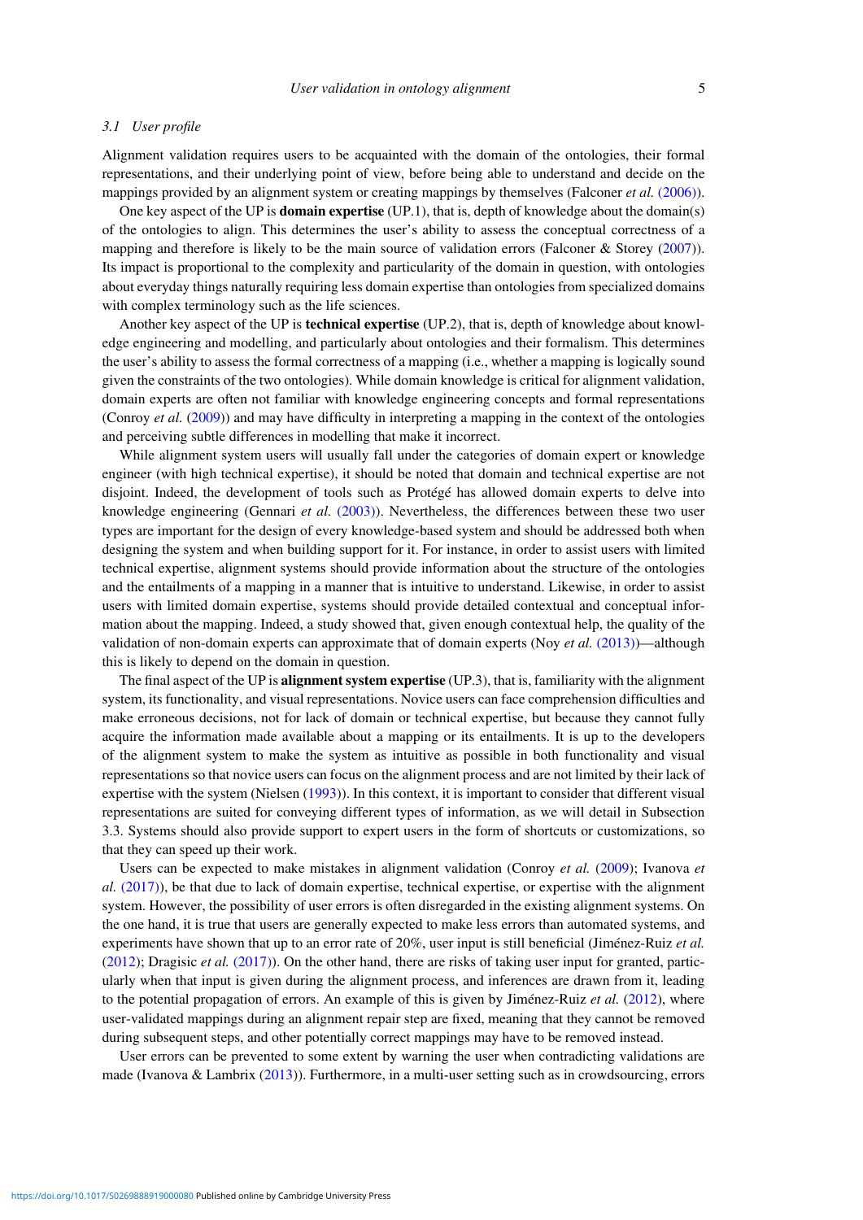### 3.1 User profile

Alignment validation requires users to be acquainted with the domain of the ontologies, their formal representations, and their underlying point of view, before being able to understand and decide on the mappings provided by an alignment system or creating mappings by themselves (Falconer *et al.* (2006)).

One key aspect of the UP is **domain expertise** (UP.1), that is, depth of knowledge about the domain(s) of the ontologies to align. This determines the user's ability to assess the conceptual correctness of a mapping and therefore is likely to be the main source of validation errors (Falconer & Storey (2007)). Its impact is proportional to the complexity and particularity of the domain in question, with ontologies about everyday things naturally requiring less domain expertise than ontologies from specialized domains with complex terminology such as the life sciences.

Another key aspect of the UP is **technical expertise** (UP.2), that is, depth of knowledge about knowledge engineering and modelling, and particularly about ontologies and their formalism. This determines the user's ability to assess the formal correctness of a mapping (i.e., whether a mapping is logically sound given the constraints of the two ontologies). While domain knowledge is critical for alignment validation, domain experts are often not familiar with knowledge engineering concepts and formal representations (Conroy *et al.* (2009)) and may have difficulty in interpreting a mapping in the context of the ontologies and perceiving subtle differences in modelling that make it incorrect.

While alignment system users will usually fall under the categories of domain expert or knowledge engineer (with high technical expertise), it should be noted that domain and technical expertise are not disjoint. Indeed, the development of tools such as Protégé has allowed domain experts to delve into knowledge engineering (Gennari *et al.* (2003)). Nevertheless, the differences between these two user types are important for the design of every knowledge-based system and should be addressed both when designing the system and when building support for it. For instance, in order to assist users with limited technical expertise, alignment systems should provide information about the structure of the ontologies and the entailments of a mapping in a manner that is intuitive to understand. Likewise, in order to assist users with limited domain expertise, systems should provide detailed contextual and conceptual information about the mapping. Indeed, a study showed that, given enough contextual help, the quality of the validation of non-domain experts can approximate that of domain experts (Noy *et al.* (2013))—although this is likely to depend on the domain in question.

The final aspect of the UP is **alignment system expertise** (UP.3), that is, familiarity with the alignment system, its functionality, and visual representations. Novice users can face comprehension difficulties and make erroneous decisions, not for lack of domain or technical expertise, but because they cannot fully acquire the information made available about a mapping or its entailments. It is up to the developers of the alignment system to make the system as intuitive as possible in both functionality and visual representations so that novice users can focus on the alignment process and are not limited by their lack of expertise with the system (Nielsen (1993)). In this context, it is important to consider that different visual representations are suited for conveying different types of information, as we will detail in Subsection 3.3. Systems should also provide support to expert users in the form of shortcuts or customizations, so that they can speed up their work.

Users can be expected to make mistakes in alignment validation (Conroy *et al.* (2009); Ivanova *et al.* (2017)), be that due to lack of domain expertise, technical expertise, or expertise with the alignment system. However, the possibility of user errors is often disregarded in the existing alignment systems. On the one hand, it is true that users are generally expected to make less errors than automated systems, and experiments have shown that up to an error rate of 20%, user input is still beneficial (Jiménez-Ruiz *et al.* (2012); Dragisic *et al.* (2017)). On the other hand, there are risks of taking user input for granted, particularly when that input is given during the alignment process, and inferences are drawn from it, leading to the potential propagation of errors. An example of this is given by Jiménez-Ruiz *et al.* (2012), where user-validated mappings during an alignment repair step are fixed, meaning that they cannot be removed during subsequent steps, and other potentially correct mappings may have to be removed instead.

User errors can be prevented to some extent by warning the user when contradicting validations are made (Ivanova & Lambrix (2013)). Furthermore, in a multi-user setting such as in crowdsourcing, errors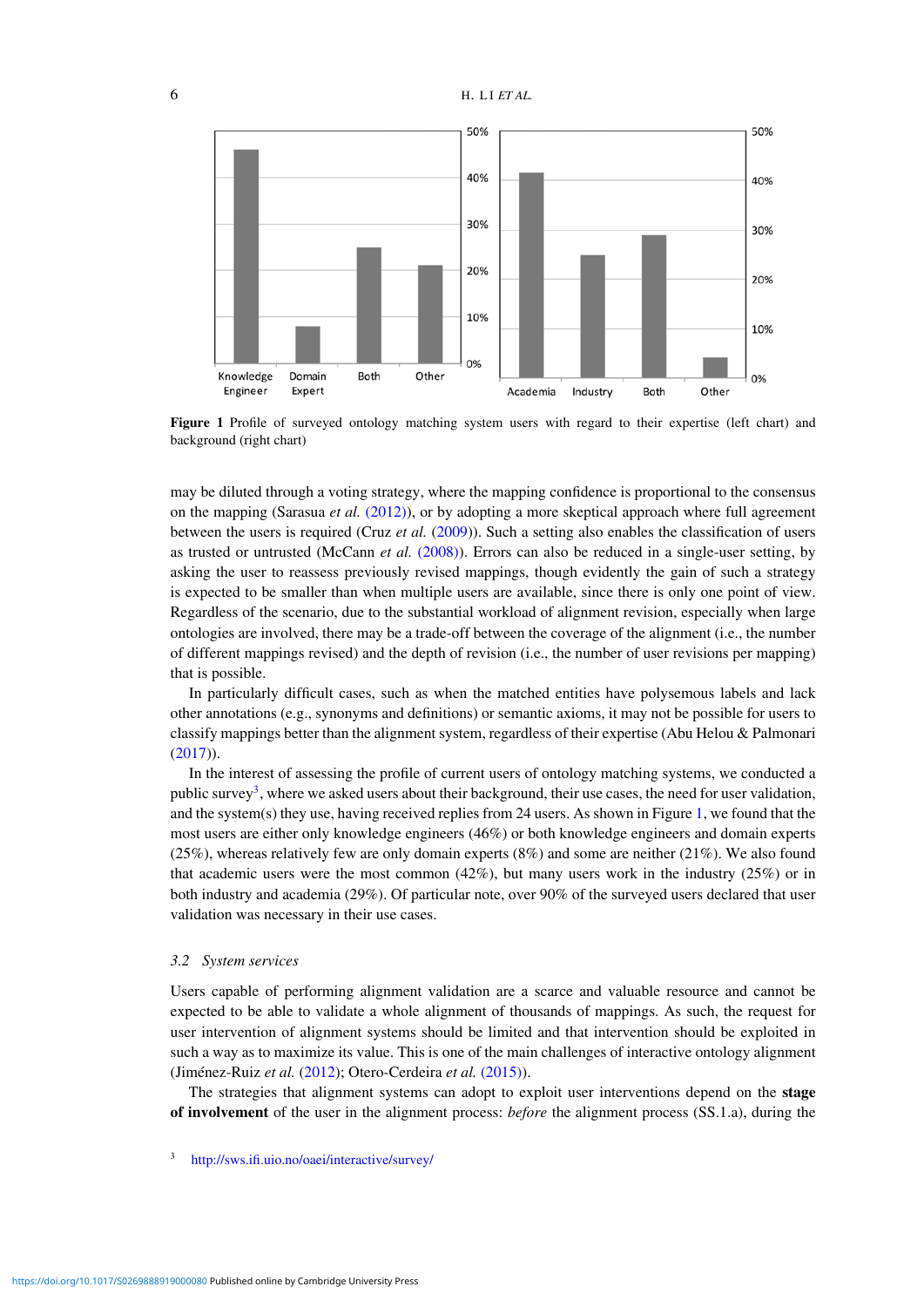Figure 1 Profile of surveyed ontology matching system users with regard to their expertise (left chart) and background (right chart)

may be diluted through a voting strategy, where the mapping confidence is proportional to the consensus on the mapping (Sarasua *et al.* (2012)), or by adopting a more skeptical approach where full agreement between the users is required (Cruz *et al.* (2009)). Such a setting also enables the classification of users as trusted or untrusted (McCann *et al.* (2008)). Errors can also be reduced in a single-user setting, by asking the user to reassess previously revised mappings, though evidently the gain of such a strategy is expected to be smaller than when multiple users are available, since there is only one point of view. Regardless of the scenario, due to the substantial workload of alignment revision, especially when large ontologies are involved, there may be a trade-off between the coverage of the alignment (i.e., the number of different mappings revised) and the depth of revision (i.e., the number of user revisions per mapping) that is possible.

In particularly difficult cases, such as when the matched entities have polysemous labels and lack other annotations (e.g., synonyms and definitions) or semantic axioms, it may not be possible for users to classify mappings better than the alignment system, regardless of their expertise (Abu Helou & Palmonari (2017)).

In the interest of assessing the profile of current users of ontology matching systems, we conducted a public survey[3], where we asked users about their background, their use cases, the need for user validation, and the system(s) they use, having received replies from 24 users. As shown in Figure 1, we found that the most users are either only knowledge engineers (46%) or both knowledge engineers and domain experts (25%), whereas relatively few are only domain experts (8%) and some are neither (21%). We also found that academic users were the most common (42%), but many users work in the industry (25%) or in both industry and academia (29%). Of particular note, over 90% of the surveyed users declared that user validation was necessary in their use cases.

### 3.2 System services

Users capable of performing alignment validation are a scarce and valuable resource and cannot be expected to be able to validate a whole alignment of thousands of mappings. As such, the request for user intervention of alignment systems should be limited and that intervention should be exploited in such a way as to maximize its value. This is one of the main challenges of interactive ontology alignment (Jiménez-Ruiz *et al.* (2012); Otero-Cerdeira *et al.* (2015)).

The strategies that alignment systems can adopt to exploit user interventions depend on the **stage of involvement** of the user in the alignment process: *before* the alignment process (SS.1.a), during the

[3] http://sws.ifi.uio.no/oaei/interactive/survey/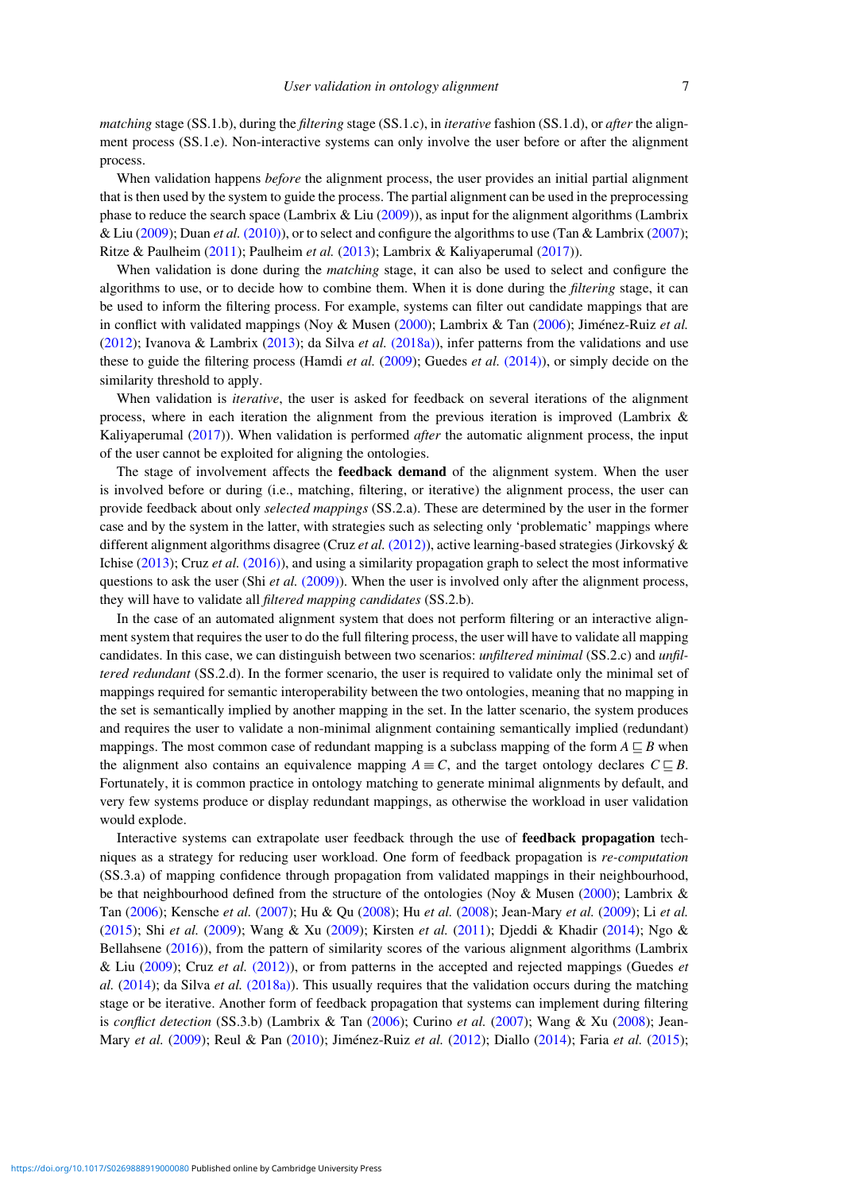*matching* stage (SS.1.b), during the *filtering* stage (SS.1.c), in *iterative* fashion (SS.1.d), or *after* the alignment process (SS.1.e). Non-interactive systems can only involve the user before or after the alignment process.

When validation happens *before* the alignment process, the user provides an initial partial alignment that is then used by the system to guide the process. The partial alignment can be used in the preprocessing phase to reduce the search space (Lambrix & Liu (2009)), as input for the alignment algorithms (Lambrix & Liu (2009); Duan *et al.* (2010)), or to select and configure the algorithms to use (Tan & Lambrix (2007); Ritze & Paulheim (2011); Paulheim *et al.* (2013); Lambrix & Kaliyaperumal (2017)).

When validation is done during the *matching* stage, it can also be used to select and configure the algorithms to use, or to decide how to combine them. When it is done during the *filtering* stage, it can be used to inform the filtering process. For example, systems can filter out candidate mappings that are in conflict with validated mappings (Noy & Musen (2000); Lambrix & Tan (2006); Jiménez-Ruiz *et al.* (2012); Ivanova & Lambrix (2013); da Silva *et al.* (2018a)), infer patterns from the validations and use these to guide the filtering process (Hamdi *et al.* (2009); Guedes *et al.* (2014)), or simply decide on the similarity threshold to apply.

When validation is *iterative*, the user is asked for feedback on several iterations of the alignment process, where in each iteration the alignment from the previous iteration is improved (Lambrix & Kaliyaperumal (2017)). When validation is performed *after* the automatic alignment process, the input of the user cannot be exploited for aligning the ontologies.

The stage of involvement affects the **feedback demand** of the alignment system. When the user is involved before or during (i.e., matching, filtering, or iterative) the alignment process, the user can provide feedback about only *selected mappings* (SS.2.a). These are determined by the user in the former case and by the system in the latter, with strategies such as selecting only 'problematic' mappings where different alignment algorithms disagree (Cruz *et al.* (2012)), active learning-based strategies (Jirkovský & Ichise (2013); Cruz *et al.* (2016)), and using a similarity propagation graph to select the most informative questions to ask the user (Shi *et al.* (2009)). When the user is involved only after the alignment process, they will have to validate all *filtered mapping candidates* (SS.2.b).

In the case of an automated alignment system that does not perform filtering or an interactive alignment system that requires the user to do the full filtering process, the user will have to validate all mapping candidates. In this case, we can distinguish between two scenarios: *unfiltered minimal* (SS.2.c) and *unfiltered redundant* (SS.2.d). In the former scenario, the user is required to validate only the minimal set of mappings required for semantic interoperability between the two ontologies, meaning that no mapping in the set is semantically implied by another mapping in the set. In the latter scenario, the system produces and requires the user to validate a non-minimal alignment containing semantically implied (redundant) mappings. The most common case of redundant mapping is a subclass mapping of the form $A \sqsubseteq B$ when the alignment also contains an equivalence mapping $A \equiv C$, and the target ontology declares $C \sqsubseteq B$. Fortunately, it is common practice in ontology matching to generate minimal alignments by default, and very few systems produce or display redundant mappings, as otherwise the workload in user validation would explode.

Interactive systems can extrapolate user feedback through the use of **feedback propagation** techniques as a strategy for reducing user workload. One form of feedback propagation is *re-computation* (SS.3.a) of mapping confidence through propagation from validated mappings in their neighbourhood, be that neighbourhood defined from the structure of the ontologies (Noy & Musen (2000); Lambrix & Tan (2006); Kensche *et al.* (2007); Hu & Qu (2008); Hu *et al.* (2008); Jean-Mary *et al.* (2009); Li *et al.* (2015); Shi *et al.* (2009); Wang & Xu (2009); Kirsten *et al.* (2011); Djeddi & Khadir (2014); Ngo & Bellahsene (2016)), from the pattern of similarity scores of the various alignment algorithms (Lambrix & Liu (2009); Cruz *et al.* (2012)), or from patterns in the accepted and rejected mappings (Guedes *et al.* (2014); da Silva *et al.* (2018a)). This usually requires that the validation occurs during the matching stage or be iterative. Another form of feedback propagation that systems can implement during filtering is *conflict detection* (SS.3.b) (Lambrix & Tan (2006); Curino *et al.* (2007); Wang & Xu (2008); Jean-Mary *et al.* (2009); Reul & Pan (2010); Jiménez-Ruiz *et al.* (2012); Diallo (2014); Faria *et al.* (2015);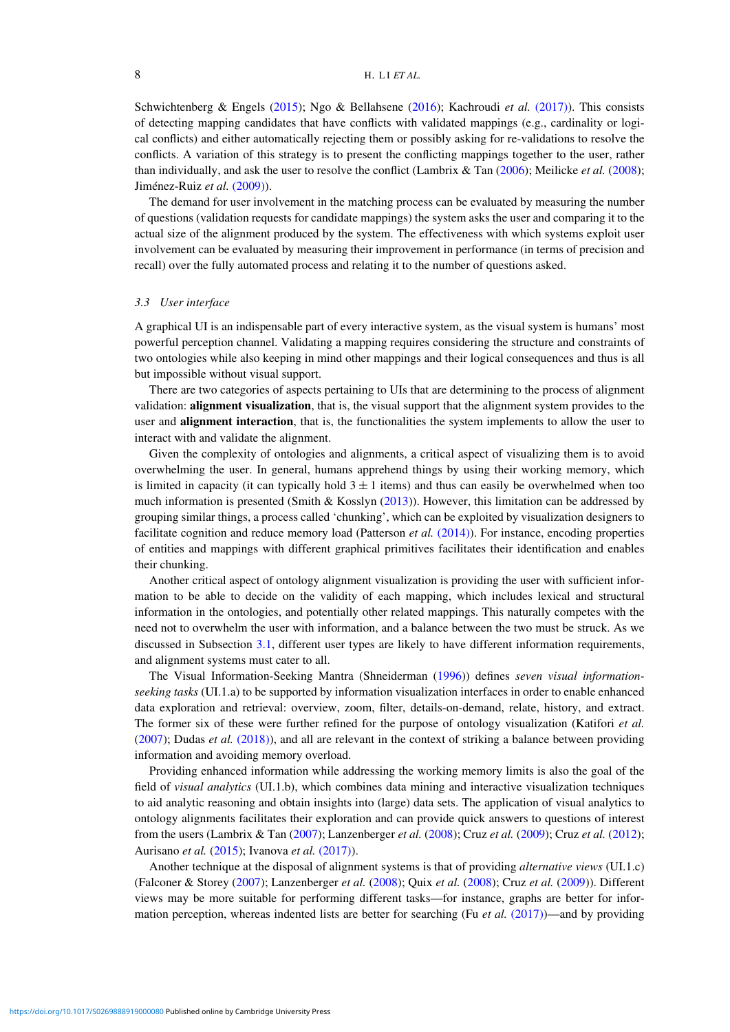Schwichtenberg & Engels (2015); Ngo & Bellahsene (2016); Kachroudi *et al.* (2017)). This consists of detecting mapping candidates that have conflicts with validated mappings (e.g., cardinality or logical conflicts) and either automatically rejecting them or possibly asking for re-validations to resolve the conflicts. A variation of this strategy is to present the conflicting mappings together to the user, rather than individually, and ask the user to resolve the conflict (Lambrix & Tan (2006); Meilicke *et al.* (2008); Jiménez-Ruiz *et al.* (2009)).

The demand for user involvement in the matching process can be evaluated by measuring the number of questions (validation requests for candidate mappings) the system asks the user and comparing it to the actual size of the alignment produced by the system. The effectiveness with which systems exploit user involvement can be evaluated by measuring their improvement in performance (in terms of precision and recall) over the fully automated process and relating it to the number of questions asked.

### 3.3 User interface

A graphical UI is an indispensable part of every interactive system, as the visual system is humans' most powerful perception channel. Validating a mapping requires considering the structure and constraints of two ontologies while also keeping in mind other mappings and their logical consequences and thus is all but impossible without visual support.

There are two categories of aspects pertaining to UIs that are determining to the process of alignment validation: **alignment visualization**, that is, the visual support that the alignment system provides to the user and **alignment interaction**, that is, the functionalities the system implements to allow the user to interact with and validate the alignment.

Given the complexity of ontologies and alignments, a critical aspect of visualizing them is to avoid overwhelming the user. In general, humans apprehend things by using their working memory, which is limited in capacity (it can typically hold $3 \pm 1$ items) and thus can easily be overwhelmed when too much information is presented (Smith & Kosslyn (2013)). However, this limitation can be addressed by grouping similar things, a process called 'chunking', which can be exploited by visualization designers to facilitate cognition and reduce memory load (Patterson *et al.* (2014)). For instance, encoding properties of entities and mappings with different graphical primitives facilitates their identification and enables their chunking.

Another critical aspect of ontology alignment visualization is providing the user with sufficient information to be able to decide on the validity of each mapping, which includes lexical and structural information in the ontologies, and potentially other related mappings. This naturally competes with the need not to overwhelm the user with information, and a balance between the two must be struck. As we discussed in Subsection 3.1, different user types are likely to have different information requirements, and alignment systems must cater to all.

The Visual Information-Seeking Mantra (Shneiderman (1996)) defines *seven visual information-seeking tasks* (UI.1.a) to be supported by information visualization interfaces in order to enable enhanced data exploration and retrieval: overview, zoom, filter, details-on-demand, relate, history, and extract. The former six of these were further refined for the purpose of ontology visualization (Katifori *et al.* (2007); Dudas *et al.* (2018)), and all are relevant in the context of striking a balance between providing information and avoiding memory overload.

Providing enhanced information while addressing the working memory limits is also the goal of the field of *visual analytics* (UI.1.b), which combines data mining and interactive visualization techniques to aid analytic reasoning and obtain insights into (large) data sets. The application of visual analytics to ontology alignments facilitates their exploration and can provide quick answers to questions of interest from the users (Lambrix & Tan (2007); Lanzenberger *et al.* (2008); Cruz *et al.* (2009); Cruz *et al.* (2012); Aurisano *et al.* (2015); Ivanova *et al.* (2017)).

Another technique at the disposal of alignment systems is that of providing *alternative views* (UI.1.c) (Falconer & Storey (2007); Lanzenberger *et al.* (2008); Quix *et al.* (2008); Cruz *et al.* (2009)). Different views may be more suitable for performing different tasks—for instance, graphs are better for information perception, whereas indented lists are better for searching (Fu *et al.* (2017))—and by providing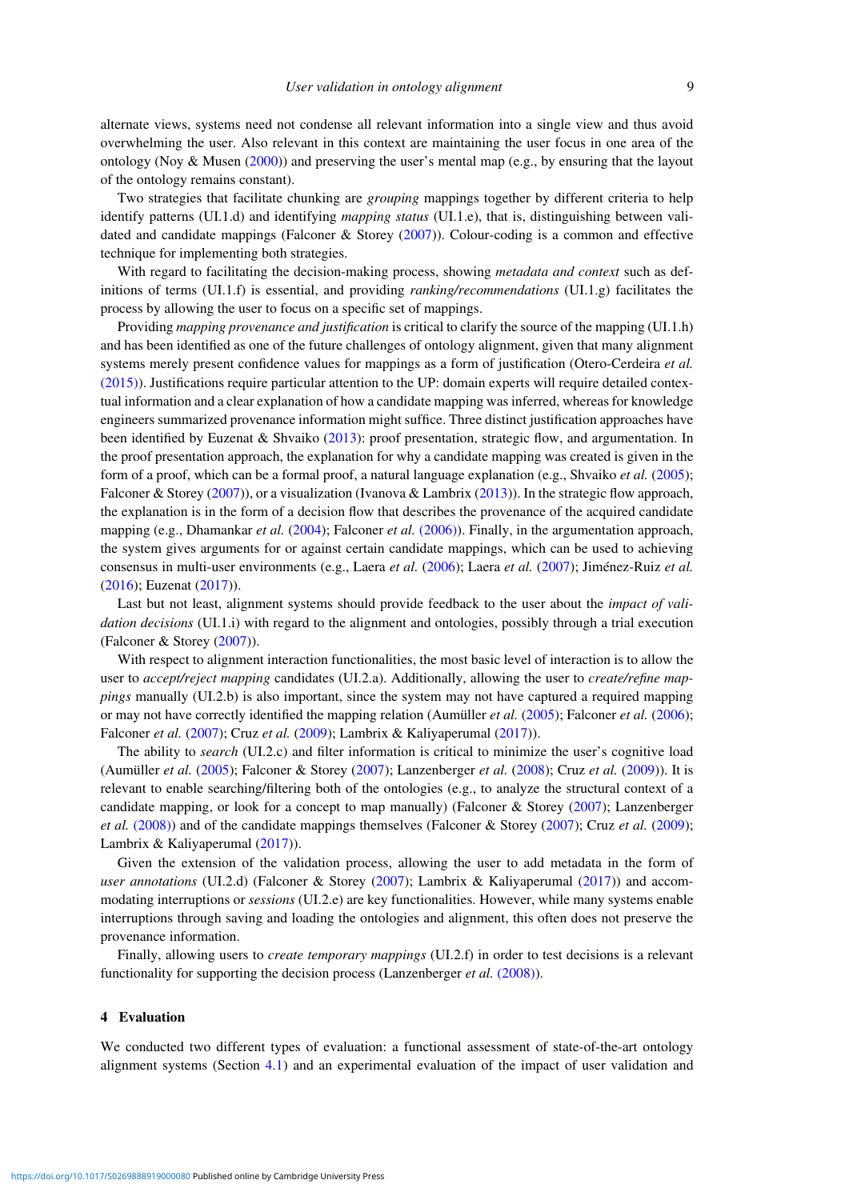alternate views, systems need not condense all relevant information into a single view and thus avoid overwhelming the user. Also relevant in this context are maintaining the user focus in one area of the ontology (Noy & Musen (2000)) and preserving the user's mental map (e.g., by ensuring that the layout of the ontology remains constant).

Two strategies that facilitate chunking are *grouping* mappings together by different criteria to help identify patterns (UI.1.d) and identifying *mapping status* (UI.1.e), that is, distinguishing between validated and candidate mappings (Falconer & Storey (2007)). Colour-coding is a common and effective technique for implementing both strategies.

With regard to facilitating the decision-making process, showing *metadata and context* such as definitions of terms (UI.1.f) is essential, and providing *ranking/recommendations* (UI.1.g) facilitates the process by allowing the user to focus on a specific set of mappings.

Providing *mapping provenance and justification* is critical to clarify the source of the mapping (UI.1.h) and has been identified as one of the future challenges of ontology alignment, given that many alignment systems merely present confidence values for mappings as a form of justification (Otero-Cerdeira *et al.* (2015)). Justifications require particular attention to the UP: domain experts will require detailed contextual information and a clear explanation of how a candidate mapping was inferred, whereas for knowledge engineers summarized provenance information might suffice. Three distinct justification approaches have been identified by Euzenat & Shvaiko (2013): proof presentation, strategic flow, and argumentation. In the proof presentation approach, the explanation for why a candidate mapping was created is given in the form of a proof, which can be a formal proof, a natural language explanation (e.g., Shvaiko *et al.* (2005); Falconer & Storey (2007)), or a visualization (Ivanova & Lambrix (2013)). In the strategic flow approach, the explanation is in the form of a decision flow that describes the provenance of the acquired candidate mapping (e.g., Dhamankar *et al.* (2004); Falconer *et al.* (2006)). Finally, in the argumentation approach, the system gives arguments for or against certain candidate mappings, which can be used to achieving consensus in multi-user environments (e.g., Laera *et al.* (2006); Laera *et al.* (2007); Jiménez-Ruiz *et al.* (2016); Euzenat (2017)).

Last but not least, alignment systems should provide feedback to the user about the *impact of validation decisions* (UI.1.i) with regard to the alignment and ontologies, possibly through a trial execution (Falconer & Storey (2007)).

With respect to alignment interaction functionalities, the most basic level of interaction is to allow the user to *accept/reject mapping* candidates (UI.2.a). Additionally, allowing the user to *create/refine mappings* manually (UI.2.b) is also important, since the system may not have captured a required mapping or may not have correctly identified the mapping relation (Aumüller *et al.* (2005); Falconer *et al.* (2006); Falconer *et al.* (2007); Cruz *et al.* (2009); Lambrix & Kaliyaperumal (2017)).

The ability to *search* (UI.2.c) and filter information is critical to minimize the user's cognitive load (Aumüller *et al.* (2005); Falconer & Storey (2007); Lanzenberger *et al.* (2008); Cruz *et al.* (2009)). It is relevant to enable searching/filtering both of the ontologies (e.g., to analyze the structural context of a candidate mapping, or look for a concept to map manually) (Falconer & Storey (2007); Lanzenberger *et al.* (2008)) and of the candidate mappings themselves (Falconer & Storey (2007); Cruz *et al.* (2009); Lambrix & Kaliyaperumal (2017)).

Given the extension of the validation process, allowing the user to add metadata in the form of *user annotations* (UI.2.d) (Falconer & Storey (2007); Lambrix & Kaliyaperumal (2017)) and accommodating interruptions or *sessions* (UI.2.e) are key functionalities. However, while many systems enable interruptions through saving and loading the ontologies and alignment, this often does not preserve the provenance information.

Finally, allowing users to *create temporary mappings* (UI.2.f) in order to test decisions is a relevant functionality for supporting the decision process (Lanzenberger *et al.* (2008)).

## 4 Evaluation

We conducted two different types of evaluation: a functional assessment of state-of-the-art ontology alignment systems (Section 4.1) and an experimental evaluation of the impact of user validation and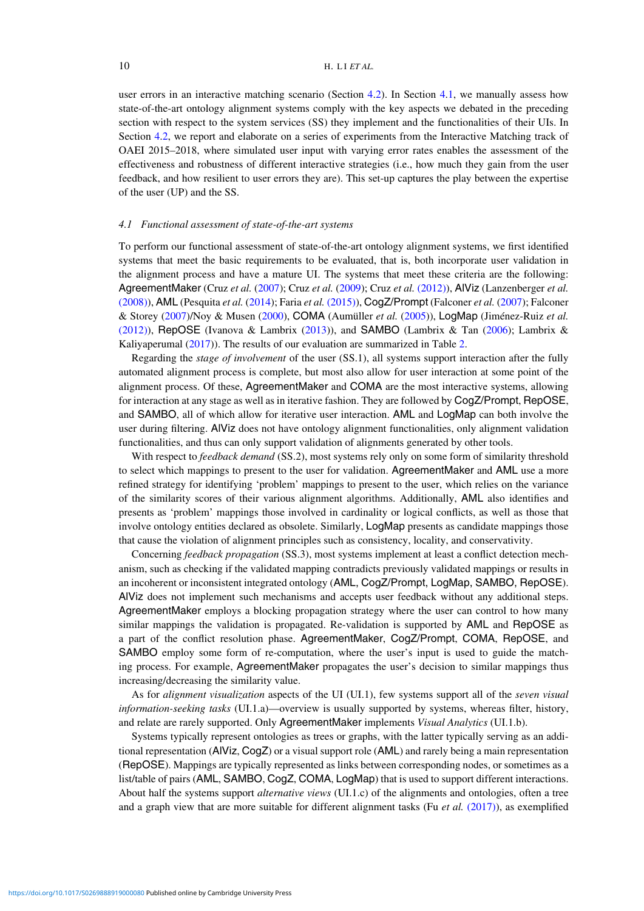user errors in an interactive matching scenario (Section 4.2). In Section 4.1, we manually assess how state-of-the-art ontology alignment systems comply with the key aspects we debated in the preceding section with respect to the system services (SS) they implement and the functionalities of their UIs. In Section 4.2, we report and elaborate on a series of experiments from the Interactive Matching track of OAEI 2015–2018, where simulated user input with varying error rates enables the assessment of the effectiveness and robustness of different interactive strategies (i.e., how much they gain from the user feedback, and how resilient to user errors they are). This set-up captures the play between the expertise of the user (UP) and the SS.

### 4.1 Functional assessment of state-of-the-art systems

To perform our functional assessment of state-of-the-art ontology alignment systems, we first identified systems that meet the basic requirements to be evaluated, that is, both incorporate user validation in the alignment process and have a mature UI. The systems that meet these criteria are the following: AgreementMaker (Cruz *et al.* (2007); Cruz *et al.* (2009); Cruz *et al.* (2012)), AlViz (Lanzenberger *et al.* (2008)), AML (Pesquita *et al.* (2014); Faria *et al.* (2015)), CogZ/Prompt (Falconer *et al.* (2007); Falconer & Storey (2007)/Noy & Musen (2000), COMA (Aumüller *et al.* (2005)), LogMap (Jiménez-Ruiz *et al.* (2012)), RepOSE (Ivanova & Lambrix (2013)), and SAMBO (Lambrix & Tan (2006); Lambrix & Kaliyaperumal (2017)). The results of our evaluation are summarized in Table 2.

Regarding the *stage of involvement* of the user (SS.1), all systems support interaction after the fully automated alignment process is complete, but most also allow for user interaction at some point of the alignment process. Of these, AgreementMaker and COMA are the most interactive systems, allowing for interaction at any stage as well as in iterative fashion. They are followed by CogZ/Prompt, RepOSE, and SAMBO, all of which allow for iterative user interaction. AML and LogMap can both involve the user during filtering. AlViz does not have ontology alignment functionalities, only alignment validation functionalities, and thus can only support validation of alignments generated by other tools.

With respect to *feedback demand* (SS.2), most systems rely only on some form of similarity threshold to select which mappings to present to the user for validation. AgreementMaker and AML use a more refined strategy for identifying 'problem' mappings to present to the user, which relies on the variance of the similarity scores of their various alignment algorithms. Additionally, AML also identifies and presents as 'problem' mappings those involved in cardinality or logical conflicts, as well as those that involve ontology entities declared as obsolete. Similarly, LogMap presents as candidate mappings those that cause the violation of alignment principles such as consistency, locality, and conservativity.

Concerning *feedback propagation* (SS.3), most systems implement at least a conflict detection mechanism, such as checking if the validated mapping contradicts previously validated mappings or results in an incoherent or inconsistent integrated ontology (AML, CogZ/Prompt, LogMap, SAMBO, RepOSE). AlViz does not implement such mechanisms and accepts user feedback without any additional steps. AgreementMaker employs a blocking propagation strategy where the user can control to how many similar mappings the validation is propagated. Re-validation is supported by AML and RepOSE as a part of the conflict resolution phase. AgreementMaker, CogZ/Prompt, COMA, RepOSE, and SAMBO employ some form of re-computation, where the user's input is used to guide the matching process. For example, AgreementMaker propagates the user's decision to similar mappings thus increasing/decreasing the similarity value.

As for *alignment visualization* aspects of the UI (UI.1), few systems support all of the *seven visual information-seeking tasks* (UI.1.a)—overview is usually supported by systems, whereas filter, history, and relate are rarely supported. Only AgreementMaker implements *Visual Analytics* (UI.1.b).

Systems typically represent ontologies as trees or graphs, with the latter typically serving as an additional representation (AlViz, CogZ) or a visual support role (AML) and rarely being a main representation (RepOSE). Mappings are typically represented as links between corresponding nodes, or sometimes as a list/table of pairs (AML, SAMBO, CogZ, COMA, LogMap) that is used to support different interactions. About half the systems support *alternative views* (UI.1.c) of the alignments and ontologies, often a tree and a graph view that are more suitable for different alignment tasks (Fu *et al.* (2017)), as exemplified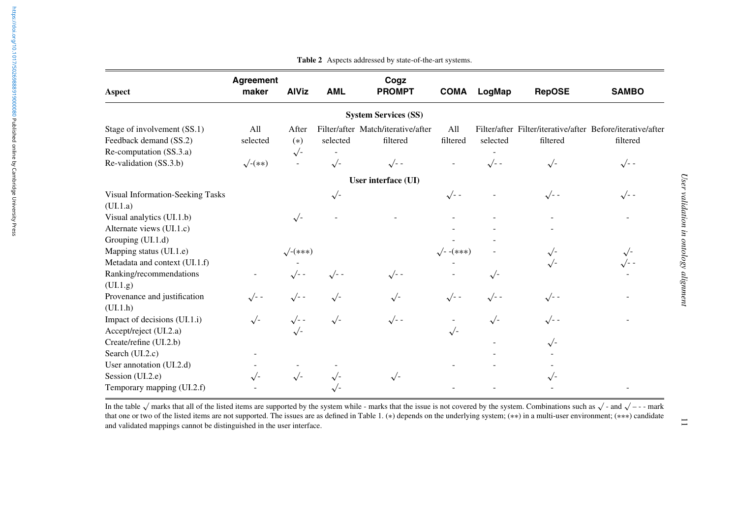**Table 2** Aspects addressed by state-of-the-art systems.

| Aspect | Agreement maker | AlViz | AML | Cogz PROMPT | COMA | LogMap | RepOSE | SAMBO |
|---|---|---|---|---|---|---|---|---|
| **System Services (SS)** | | | | | | | | |
| Stage of involvement (SS.1) | All | After | Filter/after | Match/iterative/after | All | Filter/after | Filter/iterative/after | Before/iterative/after |
| Feedback demand (SS.2) | selected | (*) | selected | filtered | filtered | selected | filtered | filtered |
| Re-computation (SS.3.a) | | √- | - | | | - | | |
| Re-validation (SS.3.b) | √-(**) | - | √- | √- - | - | √- - | √- | √- - |
| **User interface (UI)** | | | | | | | | |
| Visual Information-Seeking Tasks (UI.1.a) | | | √- | | √- - | - | √- - | √- - |
| Visual analytics (UI.1.b) | | √- | - | - | - | - | - | - |
| Alternate views (UI.1.c) | | | | | - | - | - | |
| Grouping (UI.1.d) | | | | | - | - | | |
| Mapping status (UI.1.e) | | √-(***) | | | √- -(***) | - | √- | √- |
| Metadata and context (UI.1.f) | | - | | | - | | √- | √- - |
| Ranking/recommendations (UI.1.g) | - | √- - | √- - | √- - | - | √- | | - |
| Provenance and justification (UI.1.h) | √- - | √- - | √- | √- | √- - | √- - | √- - | - |
| Impact of decisions (UI.1.i) | √- | √- - | √- | √- - | - | √- | √- - | - |
| Accept/reject (UI.2.a) | | √- | | | √- | | | |
| Create/refine (UI.2.b) | | | | | | - | √- | |
| Search (UI.2.c) | - | | | | | - | - | |
| User annotation (UI.2.d) | - | - | - | | - | - | - | |
| Session (UI.2.e) | √- | √- | √- | √- | | | √- | |
| Temporary mapping (UI.2.f) | - | | √- | | - | - | - | - |

In the table √ marks that all of the listed items are supported by the system while - marks that the issue is not covered by the system. Combinations such as √ - and √ – - - mark that one or two of the listed items are not supported. The issues are as defined in Table 1. (*) depends on the underlying system; (**) in a multi-user environment; (***) candidate and validated mappings cannot be distinguished in the user interface.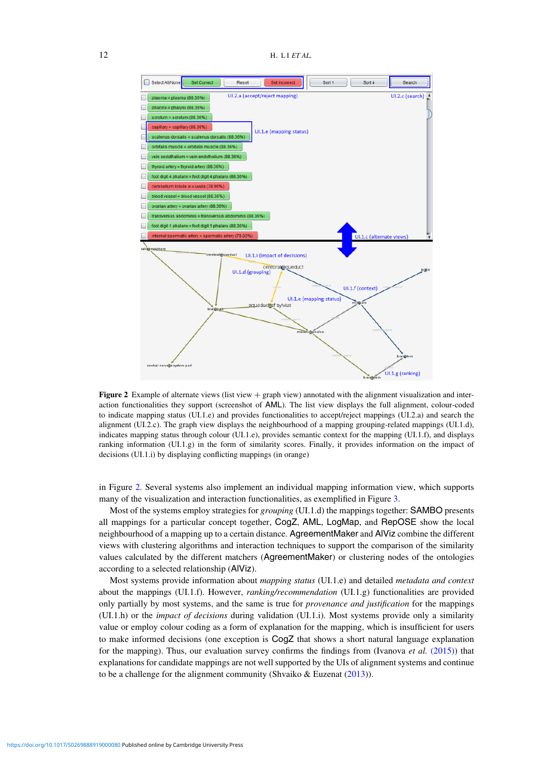**Figure 2** Example of alternate views (list view + graph view) annotated with the alignment visualization and interaction functionalities they support (screenshot of AML). The list view displays the full alignment, colour-coded to indicate mapping status (UI.1.e) and provides functionalities to accept/reject mappings (UI.2.a) and search the alignment (UI.2.c). The graph view displays the neighbourhood of a mapping grouping-related mappings (UI.1.d), indicates mapping status through colour (UI.1.e), provides semantic context for the mapping (UI.1.f), and displays ranking information (UI.1.g) in the form of similarity scores. Finally, it provides information on the impact of decisions (UI.1.i) by displaying conflicting mappings (in orange)

in Figure 2. Several systems also implement an individual mapping information view, which supports many of the visualization and interaction functionalities, as exemplified in Figure 3.

Most of the systems employ strategies for *grouping* (UI.1.d) the mappings together: SAMBO presents all mappings for a particular concept together, CogZ, AML, LogMap, and RepOSE show the local neighbourhood of a mapping up to a certain distance. AgreementMaker and AlViz combine the different views with clustering algorithms and interaction techniques to support the comparison of the similarity values calculated by the different matchers (AgreementMaker) or clustering nodes of the ontologies according to a selected relationship (AlViz).

Most systems provide information about *mapping status* (UI.1.e) and detailed *metadata and context* about the mappings (UI.1.f). However, *ranking/recommendation* (UI.1.g) functionalities are provided only partially by most systems, and the same is true for *provenance and justification* for the mappings (UI.1.h) or the *impact of decisions* during validation (UI.1.i). Most systems provide only a similarity value or employ colour coding as a form of explanation for the mapping, which is insufficient for users to make informed decisions (one exception is CogZ that shows a short natural language explanation for the mapping). Thus, our evaluation survey confirms the findings from (Ivanova *et al.* (2015)) that explanations for candidate mappings are not well supported by the UIs of alignment systems and continue to be a challenge for the alignment community (Shvaiko & Euzenat (2013)).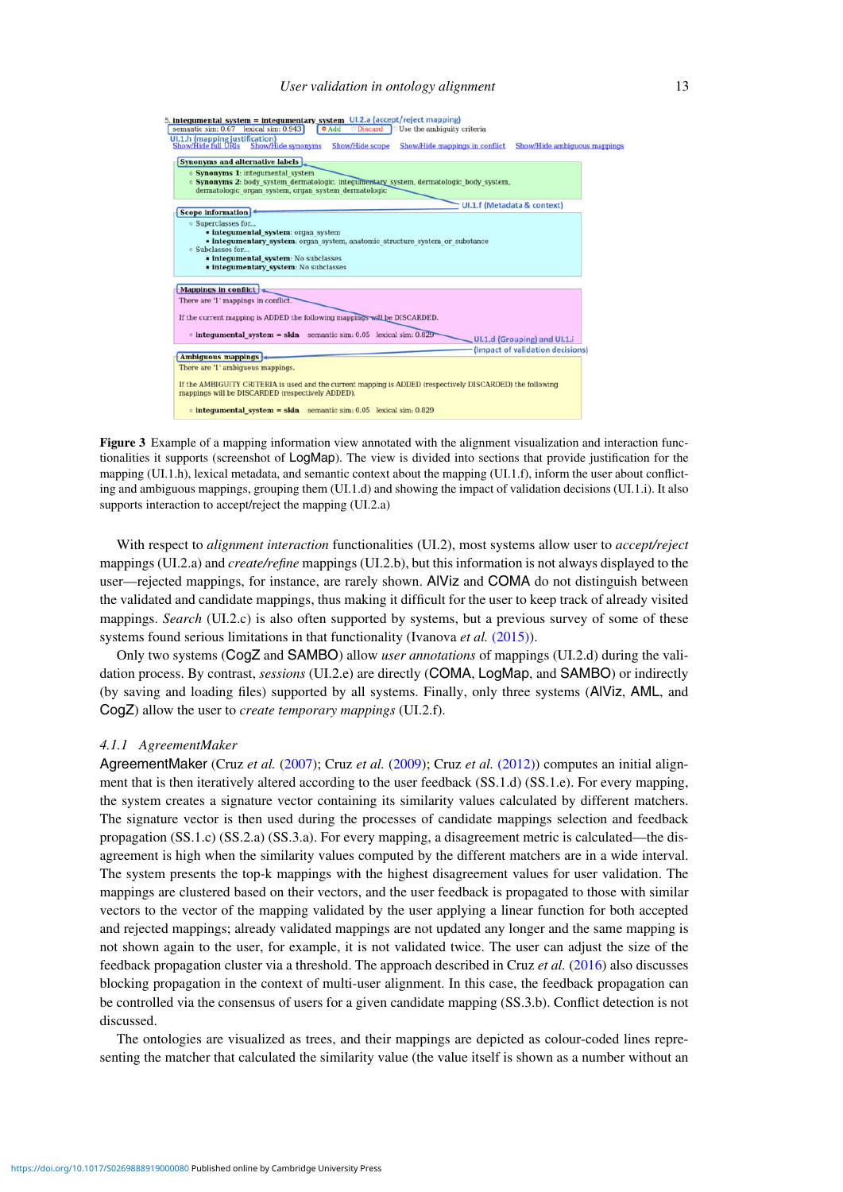**Figure 3** Example of a mapping information view annotated with the alignment visualization and interaction functionalities it supports (screenshot of LogMap). The view is divided into sections that provide justification for the mapping (UI.1.h), lexical metadata, and semantic context about the mapping (UI.1.f), inform the user about conflicting and ambiguous mappings, grouping them (UI.1.d) and showing the impact of validation decisions (UI.1.i). It also supports interaction to accept/reject the mapping (UI.2.a)

With respect to *alignment interaction* functionalities (UI.2), most systems allow user to *accept/reject* mappings (UI.2.a) and *create/refine* mappings (UI.2.b), but this information is not always displayed to the user—rejected mappings, for instance, are rarely shown. AlViz and COMA do not distinguish between the validated and candidate mappings, thus making it difficult for the user to keep track of already visited mappings. *Search* (UI.2.c) is also often supported by systems, but a previous survey of some of these systems found serious limitations in that functionality (Ivanova *et al.* (2015)).

Only two systems (CogZ and SAMBO) allow *user annotations* of mappings (UI.2.d) during the validation process. By contrast, *sessions* (UI.2.e) are directly (COMA, LogMap, and SAMBO) or indirectly (by saving and loading files) supported by all systems. Finally, only three systems (AlViz, AML, and CogZ) allow the user to *create temporary mappings* (UI.2.f).

### 4.1.1 *AgreementMaker*

AgreementMaker (Cruz *et al.* (2007); Cruz *et al.* (2009); Cruz *et al.* (2012)) computes an initial alignment that is then iteratively altered according to the user feedback (SS.1.d) (SS.1.e). For every mapping, the system creates a signature vector containing its similarity values calculated by different matchers. The signature vector is then used during the processes of candidate mappings selection and feedback propagation (SS.1.c) (SS.2.a) (SS.3.a). For every mapping, a disagreement metric is calculated—the disagreement is high when the similarity values computed by the different matchers are in a wide interval. The system presents the top-k mappings with the highest disagreement values for user validation. The mappings are clustered based on their vectors, and the user feedback is propagated to those with similar vectors to the vector of the mapping validated by the user applying a linear function for both accepted and rejected mappings; already validated mappings are not updated any longer and the same mapping is not shown again to the user, for example, it is not validated twice. The user can adjust the size of the feedback propagation cluster via a threshold. The approach described in Cruz *et al.* (2016) also discusses blocking propagation in the context of multi-user alignment. In this case, the feedback propagation can be controlled via the consensus of users for a given candidate mapping (SS.3.b). Conflict detection is not discussed.

The ontologies are visualized as trees, and their mappings are depicted as colour-coded lines representing the matcher that calculated the similarity value (the value itself is shown as a number without an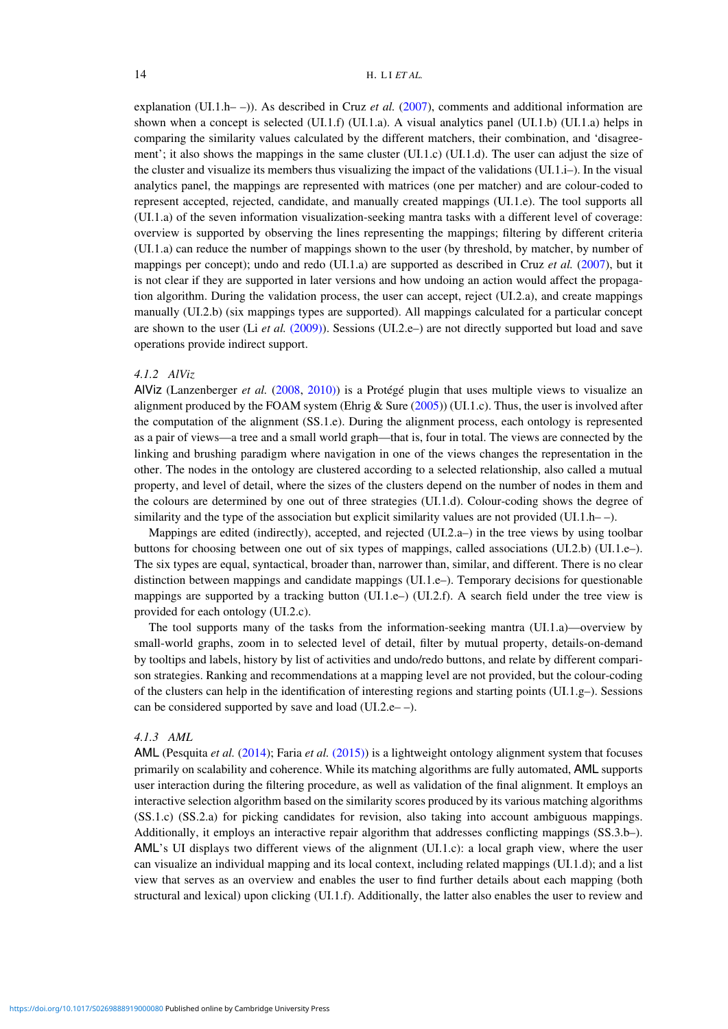explanation (UI.1.h– –)). As described in Cruz *et al.* (2007), comments and additional information are shown when a concept is selected (UI.1.f) (UI.1.a). A visual analytics panel (UI.1.b) (UI.1.a) helps in comparing the similarity values calculated by the different matchers, their combination, and 'disagreement'; it also shows the mappings in the same cluster (UI.1.c) (UI.1.d). The user can adjust the size of the cluster and visualize its members thus visualizing the impact of the validations (UI.1.i–). In the visual analytics panel, the mappings are represented with matrices (one per matcher) and are colour-coded to represent accepted, rejected, candidate, and manually created mappings (UI.1.e). The tool supports all (UI.1.a) of the seven information visualization-seeking mantra tasks with a different level of coverage: overview is supported by observing the lines representing the mappings; filtering by different criteria (UI.1.a) can reduce the number of mappings shown to the user (by threshold, by matcher, by number of mappings per concept); undo and redo (UI.1.a) are supported as described in Cruz *et al.* (2007), but it is not clear if they are supported in later versions and how undoing an action would affect the propagation algorithm. During the validation process, the user can accept, reject (UI.2.a), and create mappings manually (UI.2.b) (six mappings types are supported). All mappings calculated for a particular concept are shown to the user (Li *et al.* (2009)). Sessions (UI.2.e–) are not directly supported but load and save operations provide indirect support.

#### 4.1.2 *AlViz*

AlViz (Lanzenberger *et al.* (2008, 2010)) is a Protégé plugin that uses multiple views to visualize an alignment produced by the FOAM system (Ehrig & Sure (2005)) (UI.1.c). Thus, the user is involved after the computation of the alignment (SS.1.e). During the alignment process, each ontology is represented as a pair of views—a tree and a small world graph—that is, four in total. The views are connected by the linking and brushing paradigm where navigation in one of the views changes the representation in the other. The nodes in the ontology are clustered according to a selected relationship, also called a mutual property, and level of detail, where the sizes of the clusters depend on the number of nodes in them and the colours are determined by one out of three strategies (UI.1.d). Colour-coding shows the degree of similarity and the type of the association but explicit similarity values are not provided (UI.1.h– –).

Mappings are edited (indirectly), accepted, and rejected (UI.2.a–) in the tree views by using toolbar buttons for choosing between one out of six types of mappings, called associations (UI.2.b) (UI.1.e–). The six types are equal, syntactical, broader than, narrower than, similar, and different. There is no clear distinction between mappings and candidate mappings (UI.1.e–). Temporary decisions for questionable mappings are supported by a tracking button (UI.1.e–) (UI.2.f). A search field under the tree view is provided for each ontology (UI.2.c).

The tool supports many of the tasks from the information-seeking mantra (UI.1.a)—overview by small-world graphs, zoom in to selected level of detail, filter by mutual property, details-on-demand by tooltips and labels, history by list of activities and undo/redo buttons, and relate by different comparison strategies. Ranking and recommendations at a mapping level are not provided, but the colour-coding of the clusters can help in the identification of interesting regions and starting points (UI.1.g–). Sessions can be considered supported by save and load (UI.2.e– –).

#### 4.1.3 *AML*

AML (Pesquita *et al.* (2014); Faria *et al.* (2015)) is a lightweight ontology alignment system that focuses primarily on scalability and coherence. While its matching algorithms are fully automated, AML supports user interaction during the filtering procedure, as well as validation of the final alignment. It employs an interactive selection algorithm based on the similarity scores produced by its various matching algorithms (SS.1.c) (SS.2.a) for picking candidates for revision, also taking into account ambiguous mappings. Additionally, it employs an interactive repair algorithm that addresses conflicting mappings (SS.3.b–). AML's UI displays two different views of the alignment (UI.1.c): a local graph view, where the user can visualize an individual mapping and its local context, including related mappings (UI.1.d); and a list view that serves as an overview and enables the user to find further details about each mapping (both structural and lexical) upon clicking (UI.1.f). Additionally, the latter also enables the user to review and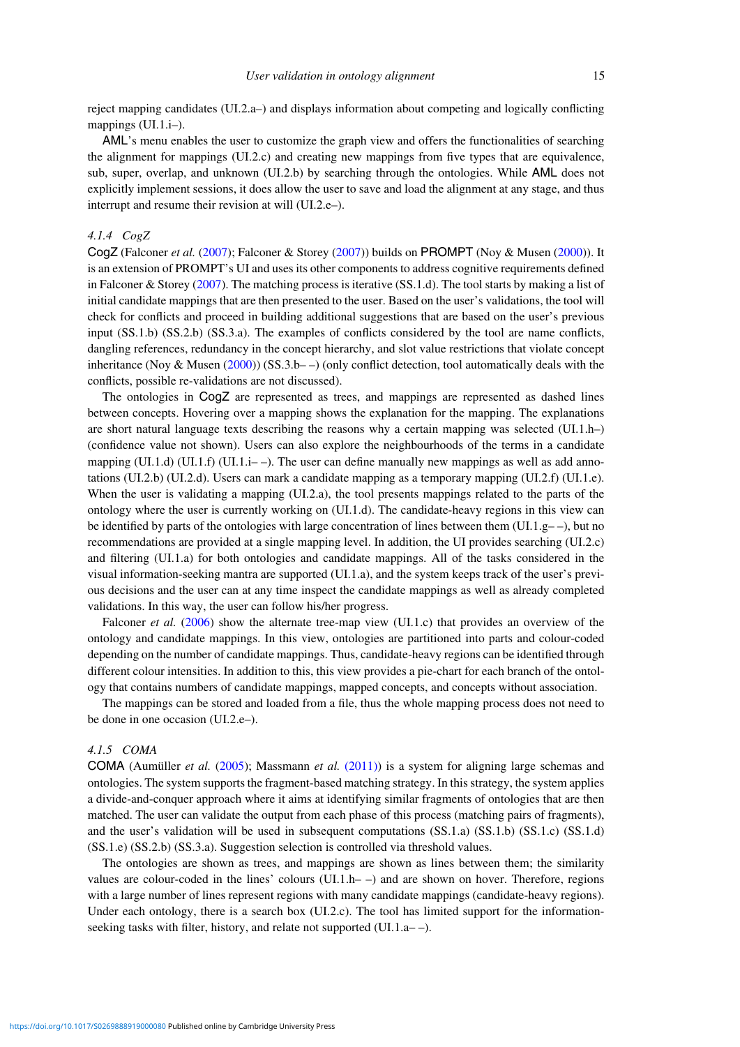reject mapping candidates (UI.2.a–) and displays information about competing and logically conflicting mappings (UI.1.i–).

AML's menu enables the user to customize the graph view and offers the functionalities of searching the alignment for mappings (UI.2.c) and creating new mappings from five types that are equivalence, sub, super, overlap, and unknown (UI.2.b) by searching through the ontologies. While AML does not explicitly implement sessions, it does allow the user to save and load the alignment at any stage, and thus interrupt and resume their revision at will (UI.2.e–).

### 4.1.4 CogZ

CogZ (Falconer *et al.* (2007); Falconer & Storey (2007)) builds on PROMPT (Noy & Musen (2000)). It is an extension of PROMPT's UI and uses its other components to address cognitive requirements defined in Falconer & Storey (2007). The matching process is iterative (SS.1.d). The tool starts by making a list of initial candidate mappings that are then presented to the user. Based on the user's validations, the tool will check for conflicts and proceed in building additional suggestions that are based on the user's previous input (SS.1.b) (SS.2.b) (SS.3.a). The examples of conflicts considered by the tool are name conflicts, dangling references, redundancy in the concept hierarchy, and slot value restrictions that violate concept inheritance (Noy & Musen (2000)) (SS.3.b– –) (only conflict detection, tool automatically deals with the conflicts, possible re-validations are not discussed).

The ontologies in CogZ are represented as trees, and mappings are represented as dashed lines between concepts. Hovering over a mapping shows the explanation for the mapping. The explanations are short natural language texts describing the reasons why a certain mapping was selected (UI.1.h–) (confidence value not shown). Users can also explore the neighbourhoods of the terms in a candidate mapping (UI.1.d) (UI.1.f) (UI.1.i– –). The user can define manually new mappings as well as add annotations (UI.2.b) (UI.2.d). Users can mark a candidate mapping as a temporary mapping (UI.2.f) (UI.1.e). When the user is validating a mapping (UI.2.a), the tool presents mappings related to the parts of the ontology where the user is currently working on (UI.1.d). The candidate-heavy regions in this view can be identified by parts of the ontologies with large concentration of lines between them (UI.1.g– –), but no recommendations are provided at a single mapping level. In addition, the UI provides searching (UI.2.c) and filtering (UI.1.a) for both ontologies and candidate mappings. All of the tasks considered in the visual information-seeking mantra are supported (UI.1.a), and the system keeps track of the user's previous decisions and the user can at any time inspect the candidate mappings as well as already completed validations. In this way, the user can follow his/her progress.

Falconer *et al.* (2006) show the alternate tree-map view (UI.1.c) that provides an overview of the ontology and candidate mappings. In this view, ontologies are partitioned into parts and colour-coded depending on the number of candidate mappings. Thus, candidate-heavy regions can be identified through different colour intensities. In addition to this, this view provides a pie-chart for each branch of the ontology that contains numbers of candidate mappings, mapped concepts, and concepts without association.

The mappings can be stored and loaded from a file, thus the whole mapping process does not need to be done in one occasion (UI.2.e–).

### 4.1.5 COMA

COMA (Aumüller *et al.* (2005); Massmann *et al.* (2011)) is a system for aligning large schemas and ontologies. The system supports the fragment-based matching strategy. In this strategy, the system applies a divide-and-conquer approach where it aims at identifying similar fragments of ontologies that are then matched. The user can validate the output from each phase of this process (matching pairs of fragments), and the user's validation will be used in subsequent computations (SS.1.a) (SS.1.b) (SS.1.c) (SS.1.d) (SS.1.e) (SS.2.b) (SS.3.a). Suggestion selection is controlled via threshold values.

The ontologies are shown as trees, and mappings are shown as lines between them; the similarity values are colour-coded in the lines' colours (UI.1.h– –) and are shown on hover. Therefore, regions with a large number of lines represent regions with many candidate mappings (candidate-heavy regions). Under each ontology, there is a search box (UI.2.c). The tool has limited support for the information-seeking tasks with filter, history, and relate not supported (UI.1.a– –).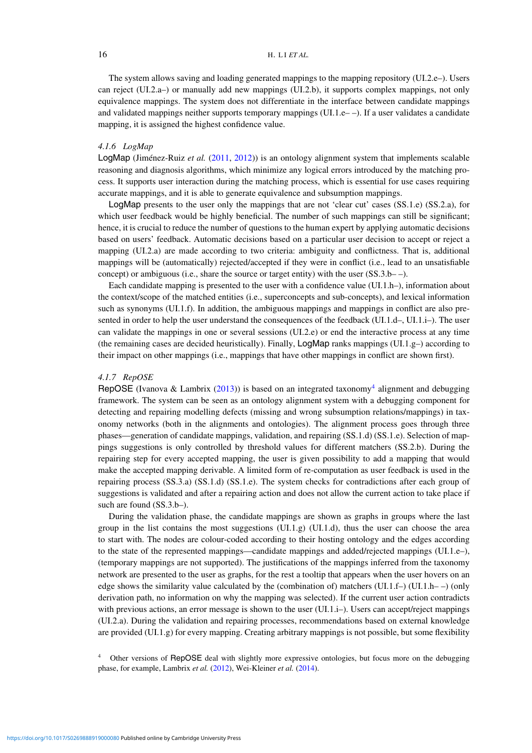The system allows saving and loading generated mappings to the mapping repository (UI.2.e–). Users can reject (UI.2.a–) or manually add new mappings (UI.2.b), it supports complex mappings, not only equivalence mappings. The system does not differentiate in the interface between candidate mappings and validated mappings neither supports temporary mappings (UI.1.e– –). If a user validates a candidate mapping, it is assigned the highest confidence value.

#### *4.1.6 LogMap*

LogMap (Jiménez-Ruiz *et al.* (2011, 2012)) is an ontology alignment system that implements scalable reasoning and diagnosis algorithms, which minimize any logical errors introduced by the matching process. It supports user interaction during the matching process, which is essential for use cases requiring accurate mappings, and it is able to generate equivalence and subsumption mappings.

LogMap presents to the user only the mappings that are not 'clear cut' cases (SS.1.e) (SS.2.a), for which user feedback would be highly beneficial. The number of such mappings can still be significant; hence, it is crucial to reduce the number of questions to the human expert by applying automatic decisions based on users' feedback. Automatic decisions based on a particular user decision to accept or reject a mapping (UI.2.a) are made according to two criteria: ambiguity and conflictness. That is, additional mappings will be (automatically) rejected/accepted if they were in conflict (i.e., lead to an unsatisfiable concept) or ambiguous (i.e., share the source or target entity) with the user (SS.3.b– –).

Each candidate mapping is presented to the user with a confidence value (UI.1.h–), information about the context/scope of the matched entities (i.e., superconcepts and sub-concepts), and lexical information such as synonyms (UI.1.f). In addition, the ambiguous mappings and mappings in conflict are also presented in order to help the user understand the consequences of the feedback (UI.1.d–, UI.1.i–). The user can validate the mappings in one or several sessions (UI.2.e) or end the interactive process at any time (the remaining cases are decided heuristically). Finally, LogMap ranks mappings (UI.1.g–) according to their impact on other mappings (i.e., mappings that have other mappings in conflict are shown first).

#### *4.1.7 RepOSE*

RepOSE (Ivanova & Lambrix (2013)) is based on an integrated taxonomy[4] alignment and debugging framework. The system can be seen as an ontology alignment system with a debugging component for detecting and repairing modelling defects (missing and wrong subsumption relations/mappings) in taxonomy networks (both in the alignments and ontologies). The alignment process goes through three phases—generation of candidate mappings, validation, and repairing (SS.1.d) (SS.1.e). Selection of mappings suggestions is only controlled by threshold values for different matchers (SS.2.b). During the repairing step for every accepted mapping, the user is given possibility to add a mapping that would make the accepted mapping derivable. A limited form of re-computation as user feedback is used in the repairing process (SS.3.a) (SS.1.d) (SS.1.e). The system checks for contradictions after each group of suggestions is validated and after a repairing action and does not allow the current action to take place if such are found (SS.3.b–).

During the validation phase, the candidate mappings are shown as graphs in groups where the last group in the list contains the most suggestions (UI.1.g) (UI.1.d), thus the user can choose the area to start with. The nodes are colour-coded according to their hosting ontology and the edges according to the state of the represented mappings—candidate mappings and added/rejected mappings (UI.1.e–), (temporary mappings are not supported). The justifications of the mappings inferred from the taxonomy network are presented to the user as graphs, for the rest a tooltip that appears when the user hovers on an edge shows the similarity value calculated by the (combination of) matchers (UI.1.f–) (UI.1.h– –) (only derivation path, no information on why the mapping was selected). If the current user action contradicts with previous actions, an error message is shown to the user (UI.1.i–). Users can accept/reject mappings (UI.2.a). During the validation and repairing processes, recommendations based on external knowledge are provided (UI.1.g) for every mapping. Creating arbitrary mappings is not possible, but some flexibility

[4] Other versions of RepOSE deal with slightly more expressive ontologies, but focus more on the debugging phase, for example, Lambrix *et al.* (2012), Wei-Kleiner *et al.* (2014).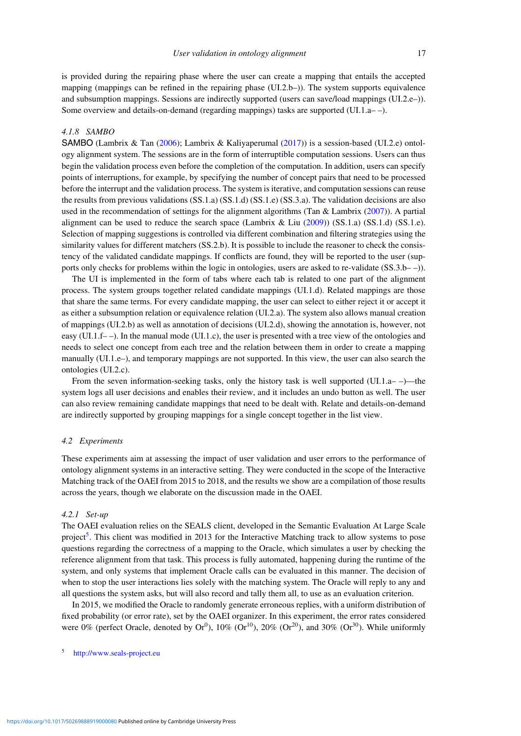is provided during the repairing phase where the user can create a mapping that entails the accepted mapping (mappings can be refined in the repairing phase (UI.2.b–)). The system supports equivalence and subsumption mappings. Sessions are indirectly supported (users can save/load mappings (UI.2.e–)). Some overview and details-on-demand (regarding mappings) tasks are supported (UI.1.a– –).

#### *4.1.8 SAMBO*

SAMBO (Lambrix & Tan (2006); Lambrix & Kaliyaperumal (2017)) is a session-based (UI.2.e) ontology alignment system. The sessions are in the form of interruptible computation sessions. Users can thus begin the validation process even before the completion of the computation. In addition, users can specify points of interruptions, for example, by specifying the number of concept pairs that need to be processed before the interrupt and the validation process. The system is iterative, and computation sessions can reuse the results from previous validations (SS.1.a) (SS.1.d) (SS.1.e) (SS.3.a). The validation decisions are also used in the recommendation of settings for the alignment algorithms (Tan & Lambrix (2007)). A partial alignment can be used to reduce the search space (Lambrix & Liu (2009)) (SS.1.a) (SS.1.d) (SS.1.e). Selection of mapping suggestions is controlled via different combination and filtering strategies using the similarity values for different matchers (SS.2.b). It is possible to include the reasoner to check the consistency of the validated candidate mappings. If conflicts are found, they will be reported to the user (supports only checks for problems within the logic in ontologies, users are asked to re-validate (SS.3.b– –)).

The UI is implemented in the form of tabs where each tab is related to one part of the alignment process. The system groups together related candidate mappings (UI.1.d). Related mappings are those that share the same terms. For every candidate mapping, the user can select to either reject it or accept it as either a subsumption relation or equivalence relation (UI.2.a). The system also allows manual creation of mappings (UI.2.b) as well as annotation of decisions (UI.2.d), showing the annotation is, however, not easy (UI.1.f– –). In the manual mode (UI.1.c), the user is presented with a tree view of the ontologies and needs to select one concept from each tree and the relation between them in order to create a mapping manually (UI.1.e–), and temporary mappings are not supported. In this view, the user can also search the ontologies (UI.2.c).

From the seven information-seeking tasks, only the history task is well supported (UI.1.a– –)—the system logs all user decisions and enables their review, and it includes an undo button as well. The user can also review remaining candidate mappings that need to be dealt with. Relate and details-on-demand are indirectly supported by grouping mappings for a single concept together in the list view.

### *4.2 Experiments*

These experiments aim at assessing the impact of user validation and user errors to the performance of ontology alignment systems in an interactive setting. They were conducted in the scope of the Interactive Matching track of the OAEI from 2015 to 2018, and the results we show are a compilation of those results across the years, though we elaborate on the discussion made in the OAEI.

#### *4.2.1 Set-up*

The OAEI evaluation relies on the SEALS client, developed in the Semantic Evaluation At Large Scale project[5]. This client was modified in 2013 for the Interactive Matching track to allow systems to pose questions regarding the correctness of a mapping to the Oracle, which simulates a user by checking the reference alignment from that task. This process is fully automated, happening during the runtime of the system, and only systems that implement Oracle calls can be evaluated in this manner. The decision of when to stop the user interactions lies solely with the matching system. The Oracle will reply to any and all questions the system asks, but will also record and tally them all, to use as an evaluation criterion.

In 2015, we modified the Oracle to randomly generate erroneous replies, with a uniform distribution of fixed probability (or error rate), set by the OAEI organizer. In this experiment, the error rates considered were 0% (perfect Oracle, denoted by $Or^0$), 10% ($Or^{10}$), 20% ($Or^{20}$), and 30% ($Or^{30}$). While uniformly

[5] http://www.seals-project.eu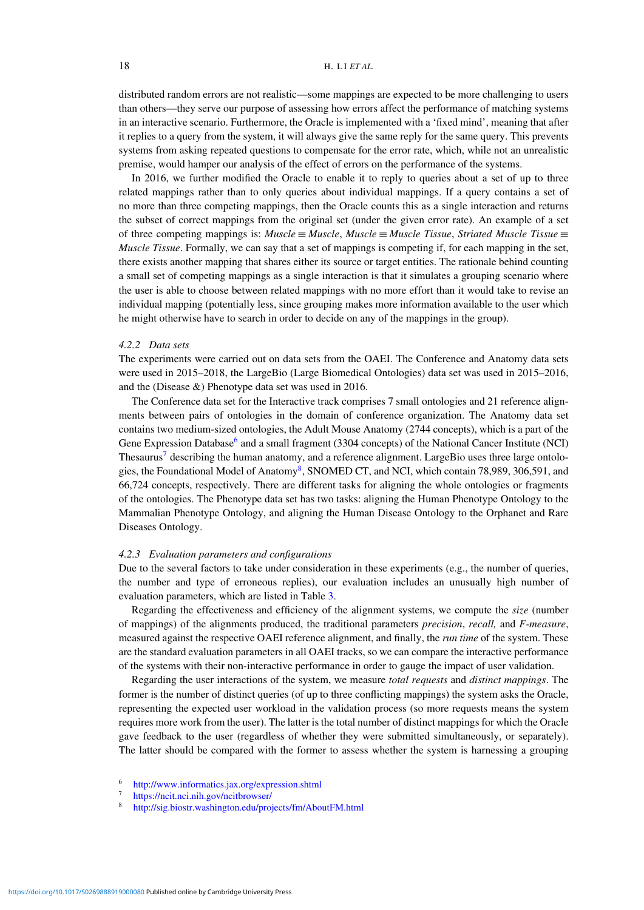distributed random errors are not realistic—some mappings are expected to be more challenging to users than others—they serve our purpose of assessing how errors affect the performance of matching systems in an interactive scenario. Furthermore, the Oracle is implemented with a 'fixed mind', meaning that after it replies to a query from the system, it will always give the same reply for the same query. This prevents systems from asking repeated questions to compensate for the error rate, which, while not an unrealistic premise, would hamper our analysis of the effect of errors on the performance of the systems.

In 2016, we further modified the Oracle to enable it to reply to queries about a set of up to three related mappings rather than to only queries about individual mappings. If a query contains a set of no more than three competing mappings, then the Oracle counts this as a single interaction and returns the subset of correct mappings from the original set (under the given error rate). An example of a set of three competing mappings is: *Muscle* ≡ *Muscle*, *Muscle* ≡ *Muscle Tissue*, *Striated Muscle Tissue* ≡ *Muscle Tissue*. Formally, we can say that a set of mappings is competing if, for each mapping in the set, there exists another mapping that shares either its source or target entities. The rationale behind counting a small set of competing mappings as a single interaction is that it simulates a grouping scenario where the user is able to choose between related mappings with no more effort than it would take to revise an individual mapping (potentially less, since grouping makes more information available to the user which he might otherwise have to search in order to decide on any of the mappings in the group).

### 4.2.2 Data sets

The experiments were carried out on data sets from the OAEI. The Conference and Anatomy data sets were used in 2015–2018, the LargeBio (Large Biomedical Ontologies) data set was used in 2015–2016, and the (Disease &) Phenotype data set was used in 2016.

The Conference data set for the Interactive track comprises 7 small ontologies and 21 reference alignments between pairs of ontologies in the domain of conference organization. The Anatomy data set contains two medium-sized ontologies, the Adult Mouse Anatomy (2744 concepts), which is a part of the Gene Expression Database[6] and a small fragment (3304 concepts) of the National Cancer Institute (NCI) Thesaurus[7] describing the human anatomy, and a reference alignment. LargeBio uses three large ontologies, the Foundational Model of Anatomy[8], SNOMED CT, and NCI, which contain 78,989, 306,591, and 66,724 concepts, respectively. There are different tasks for aligning the whole ontologies or fragments of the ontologies. The Phenotype data set has two tasks: aligning the Human Phenotype Ontology to the Mammalian Phenotype Ontology, and aligning the Human Disease Ontology to the Orphanet and Rare Diseases Ontology.

### 4.2.3 Evaluation parameters and configurations

Due to the several factors to take under consideration in these experiments (e.g., the number of queries, the number and type of erroneous replies), our evaluation includes an unusually high number of evaluation parameters, which are listed in Table 3.

Regarding the effectiveness and efficiency of the alignment systems, we compute the *size* (number of mappings) of the alignments produced, the traditional parameters *precision*, *recall,* and *F-measure*, measured against the respective OAEI reference alignment, and finally, the *run time* of the system. These are the standard evaluation parameters in all OAEI tracks, so we can compare the interactive performance of the systems with their non-interactive performance in order to gauge the impact of user validation.

Regarding the user interactions of the system, we measure *total requests* and *distinct mappings*. The former is the number of distinct queries (of up to three conflicting mappings) the system asks the Oracle, representing the expected user workload in the validation process (so more requests means the system requires more work from the user). The latter is the total number of distinct mappings for which the Oracle gave feedback to the user (regardless of whether they were submitted simultaneously, or separately). The latter should be compared with the former to assess whether the system is harnessing a grouping

[6] http://www.informatics.jax.org/expression.shtml

[7] https://ncit.nci.nih.gov/ncitbrowser/

[8] http://sig.biostr.washington.edu/projects/fm/AboutFM.html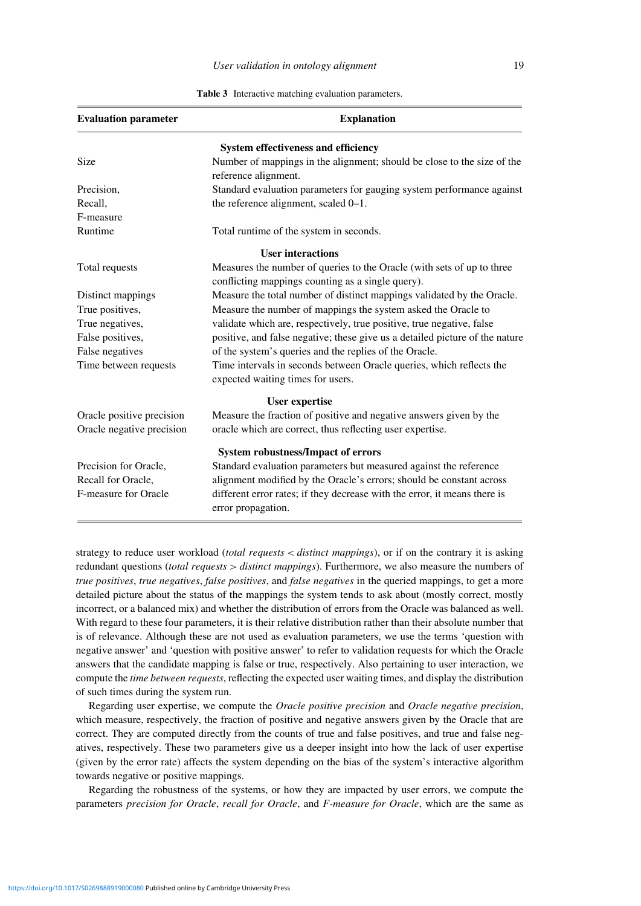**Table 3** Interactive matching evaluation parameters.

| Evaluation parameter | Explanation |
|---|---|
| | **System effectiveness and efficiency** |
| Size | Number of mappings in the alignment; should be close to the size of the reference alignment. |
| Precision, Recall, F-measure | Standard evaluation parameters for gauging system performance against the reference alignment, scaled 0–1. |
| Runtime | Total runtime of the system in seconds. |
| | **User interactions** |
| Total requests | Measures the number of queries to the Oracle (with sets of up to three conflicting mappings counting as a single query). |
| Distinct mappings | Measure the total number of distinct mappings validated by the Oracle. |
| True positives, True negatives, False positives, False negatives | Measure the number of mappings the system asked the Oracle to validate which are, respectively, true positive, true negative, false positive, and false negative; these give us a detailed picture of the nature of the system's queries and the replies of the Oracle. |
| Time between requests | Time intervals in seconds between Oracle queries, which reflects the expected waiting times for users. |
| | **User expertise** |
| Oracle positive precision, Oracle negative precision | Measure the fraction of positive and negative answers given by the oracle which are correct, thus reflecting user expertise. |
| | **System robustness/Impact of errors** |
| Precision for Oracle, Recall for Oracle, F-measure for Oracle | Standard evaluation parameters but measured against the reference alignment modified by the Oracle's errors; should be constant across different error rates; if they decrease with the error, it means there is error propagation. |

strategy to reduce user workload (*total requests* < *distinct mappings*), or if on the contrary it is asking redundant questions (*total requests* > *distinct mappings*). Furthermore, we also measure the numbers of *true positives*, *true negatives*, *false positives*, and *false negatives* in the queried mappings, to get a more detailed picture about the status of the mappings the system tends to ask about (mostly correct, mostly incorrect, or a balanced mix) and whether the distribution of errors from the Oracle was balanced as well. With regard to these four parameters, it is their relative distribution rather than their absolute number that is of relevance. Although these are not used as evaluation parameters, we use the terms 'question with negative answer' and 'question with positive answer' to refer to validation requests for which the Oracle answers that the candidate mapping is false or true, respectively. Also pertaining to user interaction, we compute the *time between requests*, reflecting the expected user waiting times, and display the distribution of such times during the system run.

Regarding user expertise, we compute the *Oracle positive precision* and *Oracle negative precision*, which measure, respectively, the fraction of positive and negative answers given by the Oracle that are correct. They are computed directly from the counts of true and false positives, and true and false negatives, respectively. These two parameters give us a deeper insight into how the lack of user expertise (given by the error rate) affects the system depending on the bias of the system's interactive algorithm towards negative or positive mappings.

Regarding the robustness of the systems, or how they are impacted by user errors, we compute the parameters *precision for Oracle*, *recall for Oracle*, and *F-measure for Oracle*, which are the same as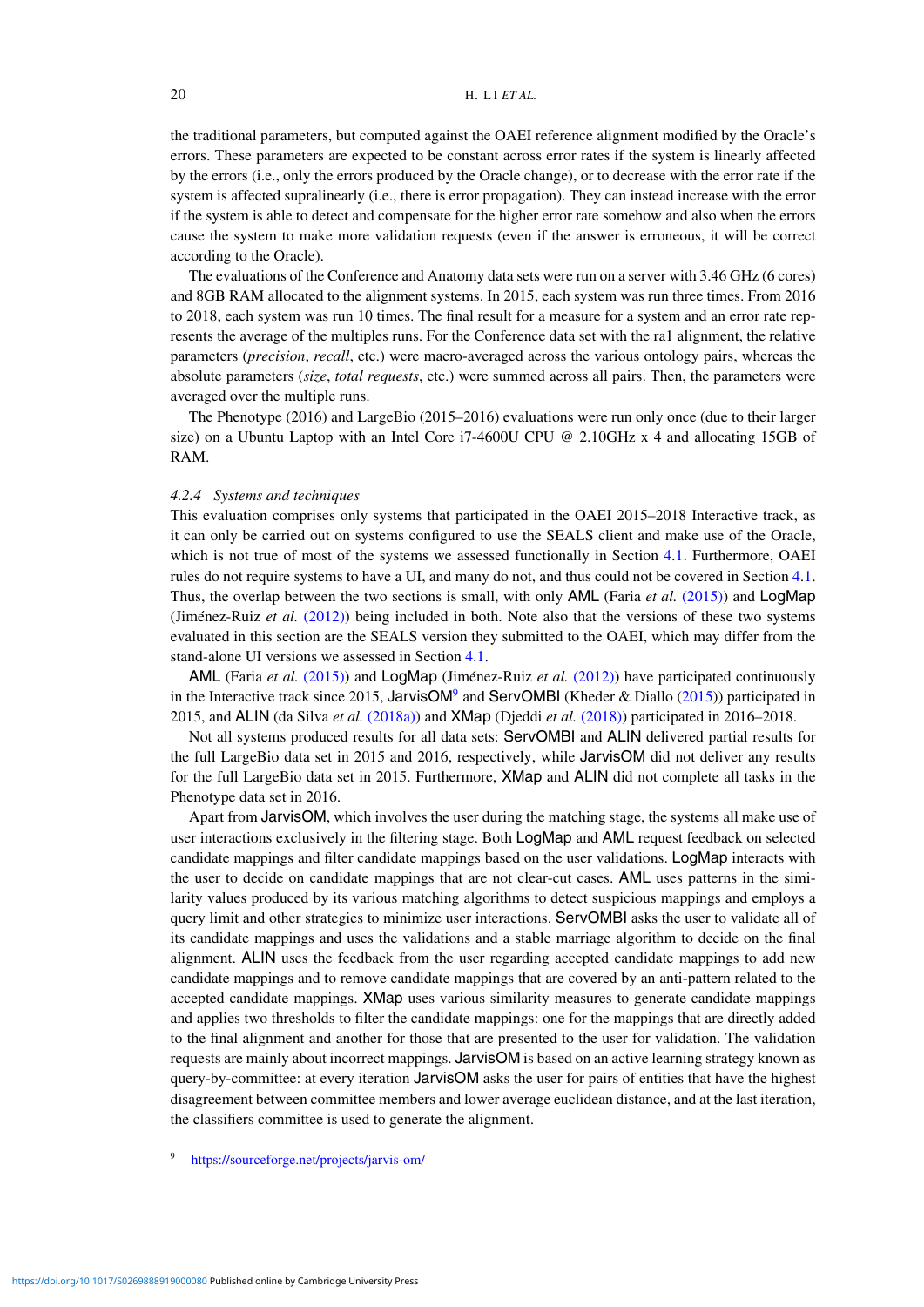the traditional parameters, but computed against the OAEI reference alignment modified by the Oracle's errors. These parameters are expected to be constant across error rates if the system is linearly affected by the errors (i.e., only the errors produced by the Oracle change), or to decrease with the error rate if the system is affected supralinearly (i.e., there is error propagation). They can instead increase with the error if the system is able to detect and compensate for the higher error rate somehow and also when the errors cause the system to make more validation requests (even if the answer is erroneous, it will be correct according to the Oracle).

The evaluations of the Conference and Anatomy data sets were run on a server with 3.46 GHz (6 cores) and 8GB RAM allocated to the alignment systems. In 2015, each system was run three times. From 2016 to 2018, each system was run 10 times. The final result for a measure for a system and an error rate represents the average of the multiples runs. For the Conference data set with the ra1 alignment, the relative parameters (*precision*, *recall*, etc.) were macro-averaged across the various ontology pairs, whereas the absolute parameters (*size*, *total requests*, etc.) were summed across all pairs. Then, the parameters were averaged over the multiple runs.

The Phenotype (2016) and LargeBio (2015–2016) evaluations were run only once (due to their larger size) on a Ubuntu Laptop with an Intel Core i7-4600U CPU @ 2.10GHz x 4 and allocating 15GB of RAM.

#### *4.2.4 Systems and techniques*

This evaluation comprises only systems that participated in the OAEI 2015–2018 Interactive track, as it can only be carried out on systems configured to use the SEALS client and make use of the Oracle, which is not true of most of the systems we assessed functionally in Section 4.1. Furthermore, OAEI rules do not require systems to have a UI, and many do not, and thus could not be covered in Section 4.1. Thus, the overlap between the two sections is small, with only AML (Faria *et al.* (2015)) and LogMap (Jiménez-Ruiz *et al.* (2012)) being included in both. Note also that the versions of these two systems evaluated in this section are the SEALS version they submitted to the OAEI, which may differ from the stand-alone UI versions we assessed in Section 4.1.

AML (Faria *et al.* (2015)) and LogMap (Jiménez-Ruiz *et al.* (2012)) have participated continuously in the Interactive track since 2015, JarvisOM[9] and ServOMBI (Kheder & Diallo (2015)) participated in 2015, and ALIN (da Silva *et al.* (2018a)) and XMap (Djeddi *et al.* (2018)) participated in 2016–2018.

Not all systems produced results for all data sets: ServOMBI and ALIN delivered partial results for the full LargeBio data set in 2015 and 2016, respectively, while JarvisOM did not deliver any results for the full LargeBio data set in 2015. Furthermore, XMap and ALIN did not complete all tasks in the Phenotype data set in 2016.

Apart from JarvisOM, which involves the user during the matching stage, the systems all make use of user interactions exclusively in the filtering stage. Both LogMap and AML request feedback on selected candidate mappings and filter candidate mappings based on the user validations. LogMap interacts with the user to decide on candidate mappings that are not clear-cut cases. AML uses patterns in the similarity values produced by its various matching algorithms to detect suspicious mappings and employs a query limit and other strategies to minimize user interactions. ServOMBI asks the user to validate all of its candidate mappings and uses the validations and a stable marriage algorithm to decide on the final alignment. ALIN uses the feedback from the user regarding accepted candidate mappings to add new candidate mappings and to remove candidate mappings that are covered by an anti-pattern related to the accepted candidate mappings. XMap uses various similarity measures to generate candidate mappings and applies two thresholds to filter the candidate mappings: one for the mappings that are directly added to the final alignment and another for those that are presented to the user for validation. The validation requests are mainly about incorrect mappings. JarvisOM is based on an active learning strategy known as query-by-committee: at every iteration JarvisOM asks the user for pairs of entities that have the highest disagreement between committee members and lower average euclidean distance, and at the last iteration, the classifiers committee is used to generate the alignment.

[9] https://sourceforge.net/projects/jarvis-om/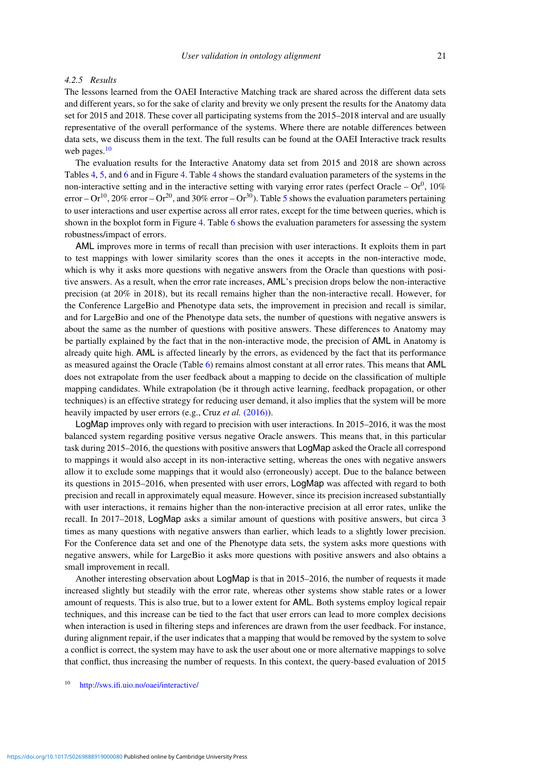#### 4.2.5 *Results*

The lessons learned from the OAEI Interactive Matching track are shared across the different data sets and different years, so for the sake of clarity and brevity we only present the results for the Anatomy data set for 2015 and 2018. These cover all participating systems from the 2015–2018 interval and are usually representative of the overall performance of the systems. Where there are notable differences between data sets, we discuss them in the text. The full results can be found at the OAEI Interactive track results web pages.[10]

The evaluation results for the Interactive Anatomy data set from 2015 and 2018 are shown across Tables 4, 5, and 6 and in Figure 4. Table 4 shows the standard evaluation parameters of the systems in the non-interactive setting and in the interactive setting with varying error rates (perfect Oracle – $Or^0$, 10% error – $Or^{10}$, 20% error – $Or^{20}$, and 30% error – $Or^{30}$). Table 5 shows the evaluation parameters pertaining to user interactions and user expertise across all error rates, except for the time between queries, which is shown in the boxplot form in Figure 4. Table 6 shows the evaluation parameters for assessing the system robustness/impact of errors.

AML improves more in terms of recall than precision with user interactions. It exploits them in part to test mappings with lower similarity scores than the ones it accepts in the non-interactive mode, which is why it asks more questions with negative answers from the Oracle than questions with positive answers. As a result, when the error rate increases, AML's precision drops below the non-interactive precision (at 20% in 2018), but its recall remains higher than the non-interactive recall. However, for the Conference LargeBio and Phenotype data sets, the improvement in precision and recall is similar, and for LargeBio and one of the Phenotype data sets, the number of questions with negative answers is about the same as the number of questions with positive answers. These differences to Anatomy may be partially explained by the fact that in the non-interactive mode, the precision of AML in Anatomy is already quite high. AML is affected linearly by the errors, as evidenced by the fact that its performance as measured against the Oracle (Table 6) remains almost constant at all error rates. This means that AML does not extrapolate from the user feedback about a mapping to decide on the classification of multiple mapping candidates. While extrapolation (be it through active learning, feedback propagation, or other techniques) is an effective strategy for reducing user demand, it also implies that the system will be more heavily impacted by user errors (e.g., Cruz *et al.* (2016)).

LogMap improves only with regard to precision with user interactions. In 2015–2016, it was the most balanced system regarding positive versus negative Oracle answers. This means that, in this particular task during 2015–2016, the questions with positive answers that LogMap asked the Oracle all correspond to mappings it would also accept in its non-interactive setting, whereas the ones with negative answers allow it to exclude some mappings that it would also (erroneously) accept. Due to the balance between its questions in 2015–2016, when presented with user errors, LogMap was affected with regard to both precision and recall in approximately equal measure. However, since its precision increased substantially with user interactions, it remains higher than the non-interactive precision at all error rates, unlike the recall. In 2017–2018, LogMap asks a similar amount of questions with positive answers, but circa 3 times as many questions with negative answers than earlier, which leads to a slightly lower precision. For the Conference data set and one of the Phenotype data sets, the system asks more questions with negative answers, while for LargeBio it asks more questions with positive answers and also obtains a small improvement in recall.

Another interesting observation about LogMap is that in 2015–2016, the number of requests it made increased slightly but steadily with the error rate, whereas other systems show stable rates or a lower amount of requests. This is also true, but to a lower extent for AML. Both systems employ logical repair techniques, and this increase can be tied to the fact that user errors can lead to more complex decisions when interaction is used in filtering steps and inferences are drawn from the user feedback. For instance, during alignment repair, if the user indicates that a mapping that would be removed by the system to solve a conflict is correct, the system may have to ask the user about one or more alternative mappings to solve that conflict, thus increasing the number of requests. In this context, the query-based evaluation of 2015

[10] http://sws.ifi.uio.no/oaei/interactive/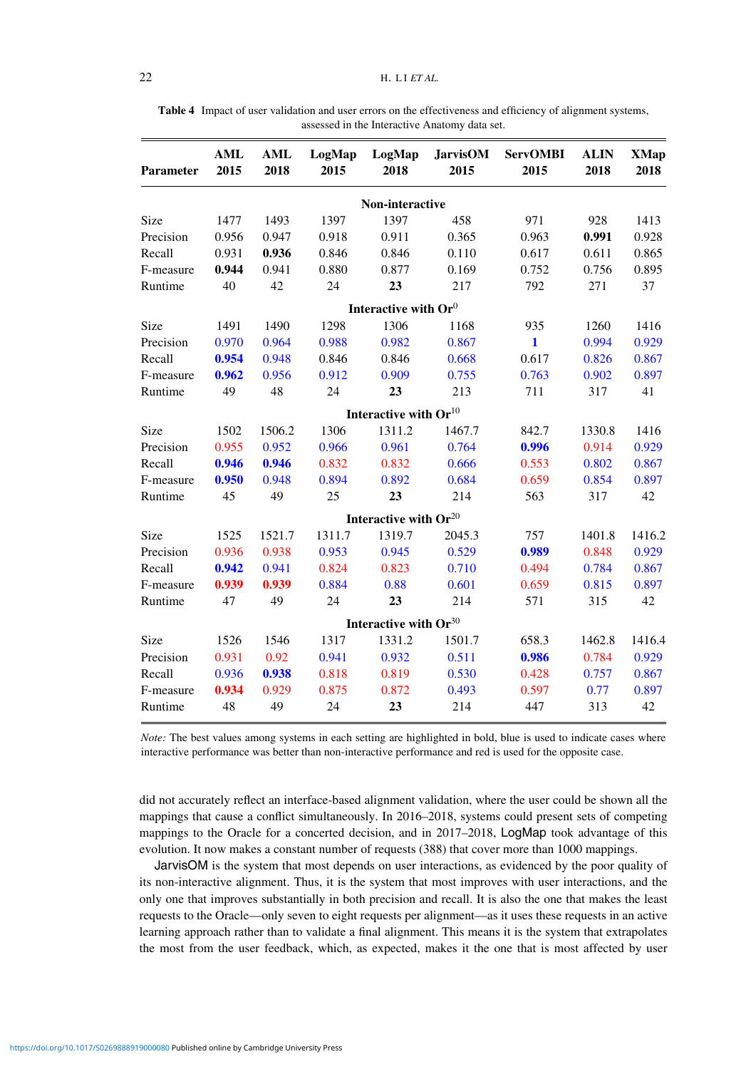**Table 4** Impact of user validation and user errors on the effectiveness and efficiency of alignment systems, assessed in the Interactive Anatomy data set.

| Parameter | AML 2015 | AML 2018 | LogMap 2015 | LogMap 2018 | JarvisOM 2015 | ServOMBI 2015 | ALIN 2018 | XMap 2018 |
|---|---|---|---|---|---|---|---|---|
| **Non-interactive** | | | | | | | | |
| Size | 1477 | 1493 | 1397 | 1397 | 458 | 971 | 928 | 1413 |
| Precision | 0.956 | 0.947 | 0.918 | 0.911 | 0.365 | 0.963 | **0.991** | 0.928 |
| Recall | 0.931 | **0.936** | 0.846 | 0.846 | 0.110 | 0.617 | 0.611 | 0.865 |
| F-measure | **0.944** | 0.941 | 0.880 | 0.877 | 0.169 | 0.752 | 0.756 | 0.895 |
| Runtime | 40 | 42 | 24 | **23** | 217 | 792 | 271 | 37 |
| **Interactive with Or$^{0}$** | | | | | | | | |
| Size | 1491 | 1490 | 1298 | 1306 | 1168 | 935 | 1260 | 1416 |
| Precision | 0.970 | 0.964 | 0.988 | 0.982 | 0.867 | **1** | 0.994 | 0.929 |
| Recall | **0.954** | 0.948 | 0.846 | 0.846 | 0.668 | 0.617 | 0.826 | 0.867 |
| F-measure | **0.962** | 0.956 | 0.912 | 0.909 | 0.755 | 0.763 | 0.902 | 0.897 |
| Runtime | 49 | 48 | 24 | **23** | 213 | 711 | 317 | 41 |
| **Interactive with Or$^{10}$** | | | | | | | | |
| Size | 1502 | 1506.2 | 1306 | 1311.2 | 1467.7 | 842.7 | 1330.8 | 1416 |
| Precision | 0.955 | 0.952 | 0.966 | 0.961 | 0.764 | **0.996** | 0.914 | 0.929 |
| Recall | **0.946** | **0.946** | 0.832 | 0.832 | 0.666 | 0.553 | 0.802 | 0.867 |
| F-measure | **0.950** | 0.948 | 0.894 | 0.892 | 0.684 | 0.659 | 0.854 | 0.897 |
| Runtime | 45 | 49 | 25 | **23** | 214 | 563 | 317 | 42 |
| **Interactive with Or$^{20}$** | | | | | | | | |
| Size | 1525 | 1521.7 | 1311.7 | 1319.7 | 2045.3 | 757 | 1401.8 | 1416.2 |
| Precision | 0.936 | 0.938 | 0.953 | 0.945 | 0.529 | **0.989** | 0.848 | 0.929 |
| Recall | **0.942** | 0.941 | 0.824 | 0.823 | 0.710 | 0.494 | 0.784 | 0.867 |
| F-measure | **0.939** | **0.939** | 0.884 | 0.88 | 0.601 | 0.659 | 0.815 | 0.897 |
| Runtime | 47 | 49 | 24 | **23** | 214 | 571 | 315 | 42 |
| **Interactive with Or$^{30}$** | | | | | | | | |
| Size | 1526 | 1546 | 1317 | 1331.2 | 1501.7 | 658.3 | 1462.8 | 1416.4 |
| Precision | 0.931 | 0.92 | 0.941 | 0.932 | 0.511 | **0.986** | 0.784 | 0.929 |
| Recall | 0.936 | **0.938** | 0.818 | 0.819 | 0.530 | 0.428 | 0.757 | 0.867 |
| F-measure | **0.934** | 0.929 | 0.875 | 0.872 | 0.493 | 0.597 | 0.77 | 0.897 |
| Runtime | 48 | 49 | 24 | **23** | 214 | 447 | 313 | 42 |

*Note:* The best values among systems in each setting are highlighted in bold, blue is used to indicate cases where interactive performance was better than non-interactive performance and red is used for the opposite case.

did not accurately reflect an interface-based alignment validation, where the user could be shown all the mappings that cause a conflict simultaneously. In 2016–2018, systems could present sets of competing mappings to the Oracle for a concerted decision, and in 2017–2018, LogMap took advantage of this evolution. It now makes a constant number of requests (388) that cover more than 1000 mappings.

JarvisOM is the system that most depends on user interactions, as evidenced by the poor quality of its non-interactive alignment. Thus, it is the system that most improves with user interactions, and the only one that improves substantially in both precision and recall. It is also the one that makes the least requests to the Oracle—only seven to eight requests per alignment—as it uses these requests in an active learning approach rather than to validate a final alignment. This means it is the system that extrapolates the most from the user feedback, which, as expected, makes it the one that is most affected by user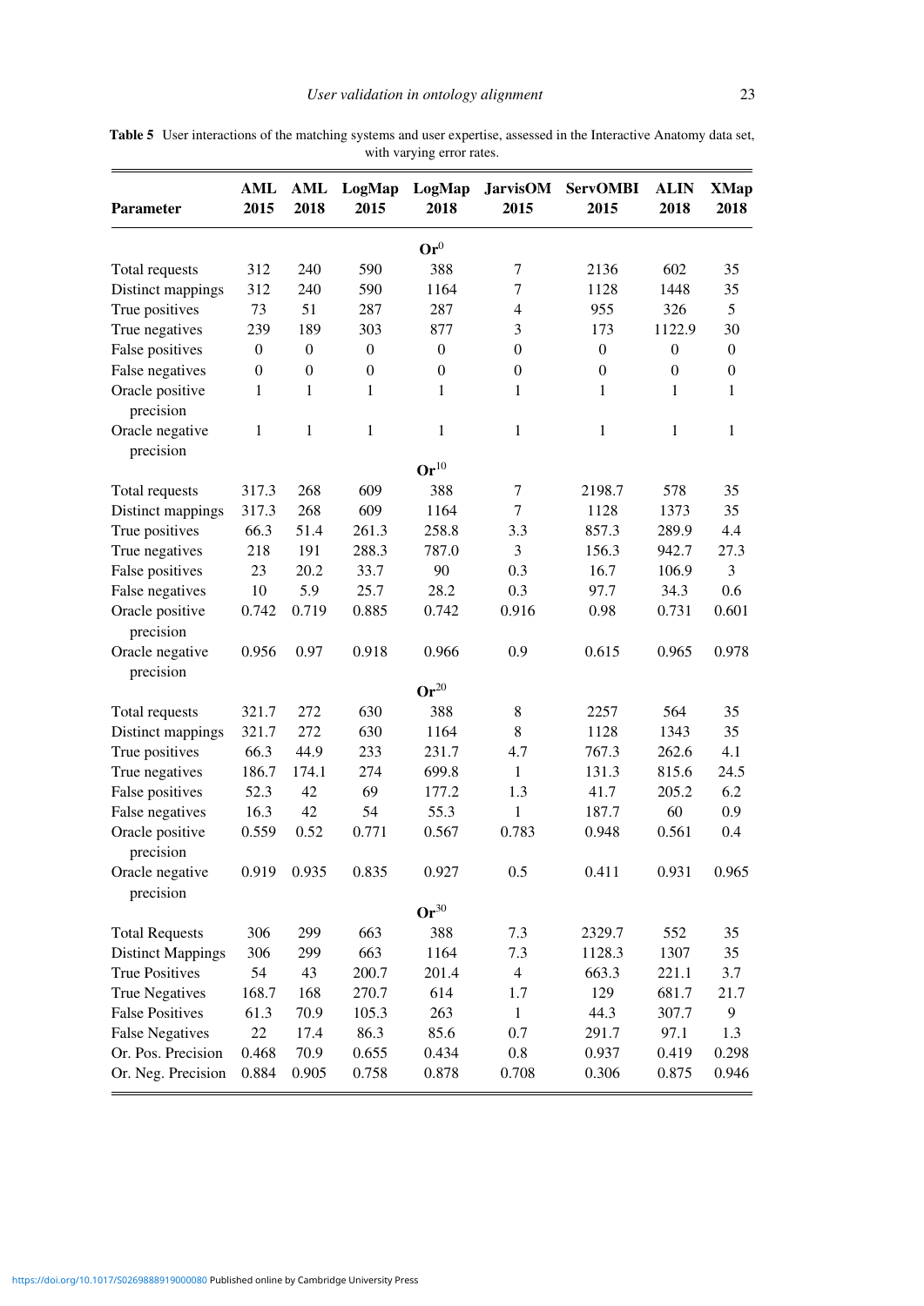**Table 5** User interactions of the matching systems and user expertise, assessed in the Interactive Anatomy data set, with varying error rates.

| Parameter | AML 2015 | AML 2018 | LogMap 2015 | LogMap 2018 | JarvisOM 2015 | ServOMBI 2015 | ALIN 2018 | XMap 2018 |
|---|---|---|---|---|---|---|---|---|
| | | | | $\mathbf{Or}^0$ | | | | |
| Total requests | 312 | 240 | 590 | 388 | 7 | 2136 | 602 | 35 |
| Distinct mappings | 312 | 240 | 590 | 1164 | 7 | 1128 | 1448 | 35 |
| True positives | 73 | 51 | 287 | 287 | 4 | 955 | 326 | 5 |
| True negatives | 239 | 189 | 303 | 877 | 3 | 173 | 1122.9 | 30 |
| False positives | 0 | 0 | 0 | 0 | 0 | 0 | 0 | 0 |
| False negatives | 0 | 0 | 0 | 0 | 0 | 0 | 0 | 0 |
| Oracle positive precision | 1 | 1 | 1 | 1 | 1 | 1 | 1 | 1 |
| Oracle negative precision | 1 | 1 | 1 | 1 | 1 | 1 | 1 | 1 |
| | | | | $\mathbf{Or}^{10}$ | | | | |
| Total requests | 317.3 | 268 | 609 | 388 | 7 | 2198.7 | 578 | 35 |
| Distinct mappings | 317.3 | 268 | 609 | 1164 | 7 | 1128 | 1373 | 35 |
| True positives | 66.3 | 51.4 | 261.3 | 258.8 | 3.3 | 857.3 | 289.9 | 4.4 |
| True negatives | 218 | 191 | 288.3 | 787.0 | 3 | 156.3 | 942.7 | 27.3 |
| False positives | 23 | 20.2 | 33.7 | 90 | 0.3 | 16.7 | 106.9 | 3 |
| False negatives | 10 | 5.9 | 25.7 | 28.2 | 0.3 | 97.7 | 34.3 | 0.6 |
| Oracle positive precision | 0.742 | 0.719 | 0.885 | 0.742 | 0.916 | 0.98 | 0.731 | 0.601 |
| Oracle negative precision | 0.956 | 0.97 | 0.918 | 0.966 | 0.9 | 0.615 | 0.965 | 0.978 |
| | | | | $\mathbf{Or}^{20}$ | | | | |
| Total requests | 321.7 | 272 | 630 | 388 | 8 | 2257 | 564 | 35 |
| Distinct mappings | 321.7 | 272 | 630 | 1164 | 8 | 1128 | 1343 | 35 |
| True positives | 66.3 | 44.9 | 233 | 231.7 | 4.7 | 767.3 | 262.6 | 4.1 |
| True negatives | 186.7 | 174.1 | 274 | 699.8 | 1 | 131.3 | 815.6 | 24.5 |
| False positives | 52.3 | 42 | 69 | 177.2 | 1.3 | 41.7 | 205.2 | 6.2 |
| False negatives | 16.3 | 42 | 54 | 55.3 | 1 | 187.7 | 60 | 0.9 |
| Oracle positive precision | 0.559 | 0.52 | 0.771 | 0.567 | 0.783 | 0.948 | 0.561 | 0.4 |
| Oracle negative precision | 0.919 | 0.935 | 0.835 | 0.927 | 0.5 | 0.411 | 0.931 | 0.965 |
| | | | | $\mathbf{Or}^{30}$ | | | | |
| Total Requests | 306 | 299 | 663 | 388 | 7.3 | 2329.7 | 552 | 35 |
| Distinct Mappings | 306 | 299 | 663 | 1164 | 7.3 | 1128.3 | 1307 | 35 |
| True Positives | 54 | 43 | 200.7 | 201.4 | 4 | 663.3 | 221.1 | 3.7 |
| True Negatives | 168.7 | 168 | 270.7 | 614 | 1.7 | 129 | 681.7 | 21.7 |
| False Positives | 61.3 | 70.9 | 105.3 | 263 | 1 | 44.3 | 307.7 | 9 |
| False Negatives | 22 | 17.4 | 86.3 | 85.6 | 0.7 | 291.7 | 97.1 | 1.3 |
| Or. Pos. Precision | 0.468 | 70.9 | 0.655 | 0.434 | 0.8 | 0.937 | 0.419 | 0.298 |
| Or. Neg. Precision | 0.884 | 0.905 | 0.758 | 0.878 | 0.708 | 0.306 | 0.875 | 0.946 |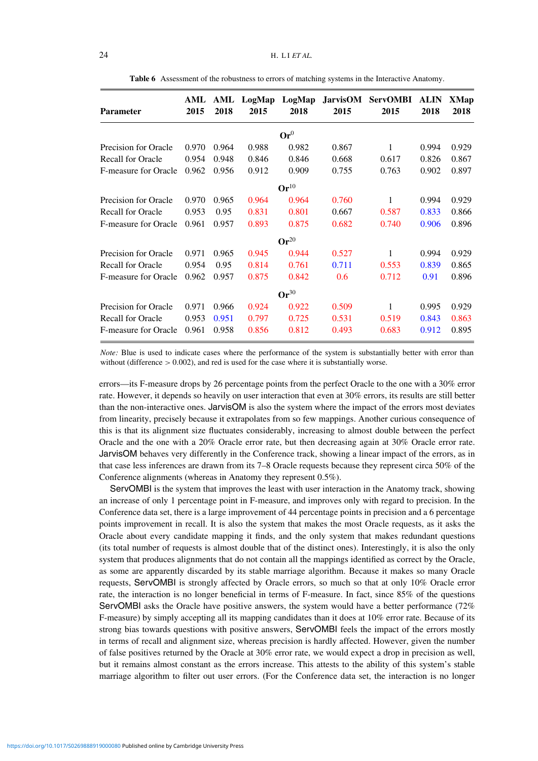**Table 6** Assessment of the robustness to errors of matching systems in the Interactive Anatomy.

| Parameter | AML 2015 | AML 2018 | LogMap 2015 | LogMap 2018 | JarvisOM 2015 | ServOMBI 2015 | ALIN 2018 | XMap 2018 |
|---|---|---|---|---|---|---|---|---|
| | | | | **Or$^0$** | | | | |
| Precision for Oracle | 0.970 | 0.964 | 0.988 | 0.982 | 0.867 | 1 | 0.994 | 0.929 |
| Recall for Oracle | 0.954 | 0.948 | 0.846 | 0.846 | 0.668 | 0.617 | 0.826 | 0.867 |
| F-measure for Oracle | 0.962 | 0.956 | 0.912 | 0.909 | 0.755 | 0.763 | 0.902 | 0.897 |
| | | | | **Or$^{10}$** | | | | |
| Precision for Oracle | 0.970 | 0.965 | 0.964 | 0.964 | 0.760 | 1 | 0.994 | 0.929 |
| Recall for Oracle | 0.953 | 0.95 | 0.831 | 0.801 | 0.667 | 0.587 | 0.833 | 0.866 |
| F-measure for Oracle | 0.961 | 0.957 | 0.893 | 0.875 | 0.682 | 0.740 | 0.906 | 0.896 |
| | | | | **Or$^{20}$** | | | | |
| Precision for Oracle | 0.971 | 0.965 | 0.945 | 0.944 | 0.527 | 1 | 0.994 | 0.929 |
| Recall for Oracle | 0.954 | 0.95 | 0.814 | 0.761 | 0.711 | 0.553 | 0.839 | 0.865 |
| F-measure for Oracle | 0.962 | 0.957 | 0.875 | 0.842 | 0.6 | 0.712 | 0.91 | 0.896 |
| | | | | **Or$^{30}$** | | | | |
| Precision for Oracle | 0.971 | 0.966 | 0.924 | 0.922 | 0.509 | 1 | 0.995 | 0.929 |
| Recall for Oracle | 0.953 | 0.951 | 0.797 | 0.725 | 0.531 | 0.519 | 0.843 | 0.863 |
| F-measure for Oracle | 0.961 | 0.958 | 0.856 | 0.812 | 0.493 | 0.683 | 0.912 | 0.895 |

*Note:* Blue is used to indicate cases where the performance of the system is substantially better with error than without (difference $> 0.002$), and red is used for the case where it is substantially worse.

errors—its F-measure drops by 26 percentage points from the perfect Oracle to the one with a 30% error rate. However, it depends so heavily on user interaction that even at 30% errors, its results are still better than the non-interactive ones. JarvisOM is also the system where the impact of the errors most deviates from linearity, precisely because it extrapolates from so few mappings. Another curious consequence of this is that its alignment size fluctuates considerably, increasing to almost double between the perfect Oracle and the one with a 20% Oracle error rate, but then decreasing again at 30% Oracle error rate. JarvisOM behaves very differently in the Conference track, showing a linear impact of the errors, as in that case less inferences are drawn from its 7–8 Oracle requests because they represent circa 50% of the Conference alignments (whereas in Anatomy they represent 0.5%).

ServOMBI is the system that improves the least with user interaction in the Anatomy track, showing an increase of only 1 percentage point in F-measure, and improves only with regard to precision. In the Conference data set, there is a large improvement of 44 percentage points in precision and a 6 percentage points improvement in recall. It is also the system that makes the most Oracle requests, as it asks the Oracle about every candidate mapping it finds, and the only system that makes redundant questions (its total number of requests is almost double that of the distinct ones). Interestingly, it is also the only system that produces alignments that do not contain all the mappings identified as correct by the Oracle, as some are apparently discarded by its stable marriage algorithm. Because it makes so many Oracle requests, ServOMBI is strongly affected by Oracle errors, so much so that at only 10% Oracle error rate, the interaction is no longer beneficial in terms of F-measure. In fact, since 85% of the questions ServOMBI asks the Oracle have positive answers, the system would have a better performance (72% F-measure) by simply accepting all its mapping candidates than it does at 10% error rate. Because of its strong bias towards questions with positive answers, ServOMBI feels the impact of the errors mostly in terms of recall and alignment size, whereas precision is hardly affected. However, given the number of false positives returned by the Oracle at 30% error rate, we would expect a drop in precision as well, but it remains almost constant as the errors increase. This attests to the ability of this system's stable marriage algorithm to filter out user errors. (For the Conference data set, the interaction is no longer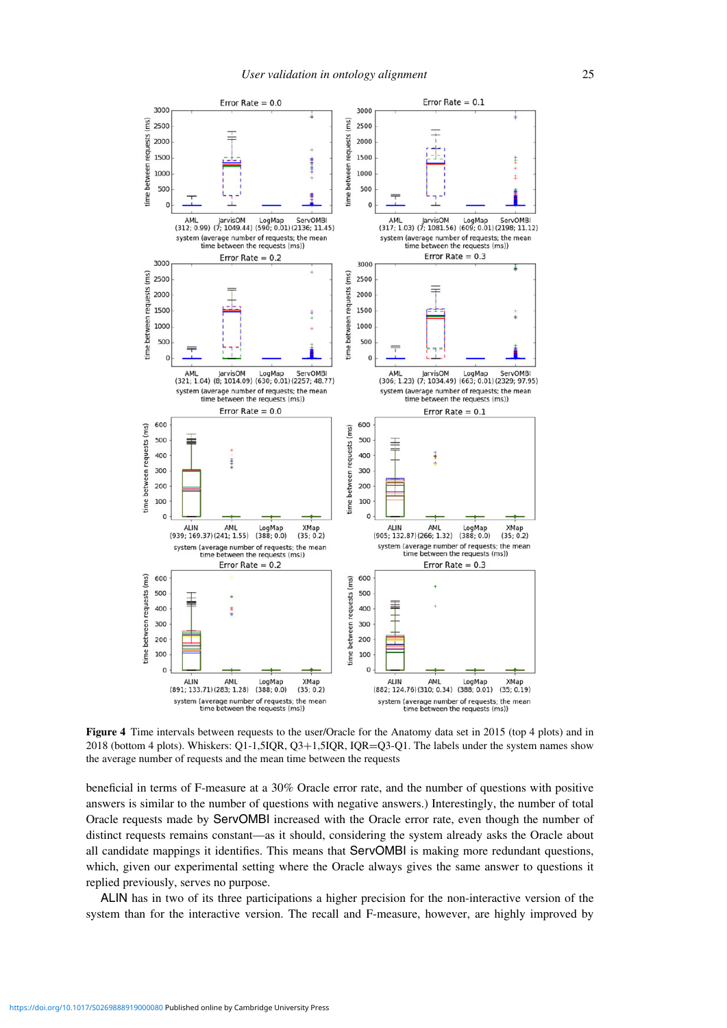**Figure 4** Time intervals between requests to the user/Oracle for the Anatomy data set in 2015 (top 4 plots) and in 2018 (bottom 4 plots). Whiskers: Q1-1,5IQR, Q3+1,5IQR, IQR=Q3-Q1. The labels under the system names show the average number of requests and the mean time between the requests

beneficial in terms of F-measure at a 30% Oracle error rate, and the number of questions with positive answers is similar to the number of questions with negative answers.) Interestingly, the number of total Oracle requests made by ServOMBI increased with the Oracle error rate, even though the number of distinct requests remains constant—as it should, considering the system already asks the Oracle about all candidate mappings it identifies. This means that ServOMBI is making more redundant questions, which, given our experimental setting where the Oracle always gives the same answer to questions it replied previously, serves no purpose.

ALIN has in two of its three participations a higher precision for the non-interactive version of the system than for the interactive version. The recall and F-measure, however, are highly improved by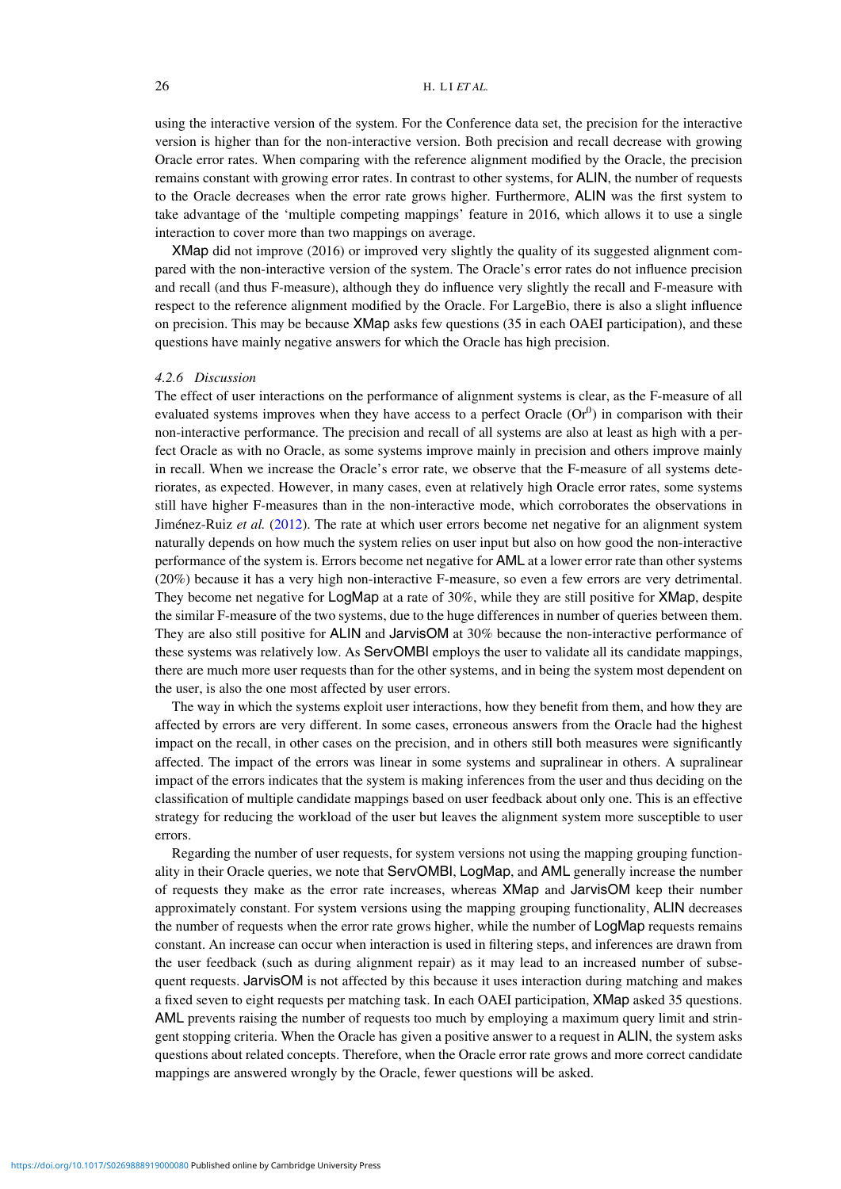using the interactive version of the system. For the Conference data set, the precision for the interactive version is higher than for the non-interactive version. Both precision and recall decrease with growing Oracle error rates. When comparing with the reference alignment modified by the Oracle, the precision remains constant with growing error rates. In contrast to other systems, for ALIN, the number of requests to the Oracle decreases when the error rate grows higher. Furthermore, ALIN was the first system to take advantage of the 'multiple competing mappings' feature in 2016, which allows it to use a single interaction to cover more than two mappings on average.

XMap did not improve (2016) or improved very slightly the quality of its suggested alignment compared with the non-interactive version of the system. The Oracle's error rates do not influence precision and recall (and thus F-measure), although they do influence very slightly the recall and F-measure with respect to the reference alignment modified by the Oracle. For LargeBio, there is also a slight influence on precision. This may be because XMap asks few questions (35 in each OAEI participation), and these questions have mainly negative answers for which the Oracle has high precision.

#### *4.2.6 Discussion*

The effect of user interactions on the performance of alignment systems is clear, as the F-measure of all evaluated systems improves when they have access to a perfect Oracle ($Or^0$) in comparison with their non-interactive performance. The precision and recall of all systems are also at least as high with a perfect Oracle as with no Oracle, as some systems improve mainly in precision and others improve mainly in recall. When we increase the Oracle's error rate, we observe that the F-measure of all systems deteriorates, as expected. However, in many cases, even at relatively high Oracle error rates, some systems still have higher F-measures than in the non-interactive mode, which corroborates the observations in Jiménez-Ruiz *et al.* (2012). The rate at which user errors become net negative for an alignment system naturally depends on how much the system relies on user input but also on how good the non-interactive performance of the system is. Errors become net negative for AML at a lower error rate than other systems (20%) because it has a very high non-interactive F-measure, so even a few errors are very detrimental. They become net negative for LogMap at a rate of 30%, while they are still positive for XMap, despite the similar F-measure of the two systems, due to the huge differences in number of queries between them. They are also still positive for ALIN and JarvisOM at 30% because the non-interactive performance of these systems was relatively low. As ServOMBI employs the user to validate all its candidate mappings, there are much more user requests than for the other systems, and in being the system most dependent on the user, is also the one most affected by user errors.

The way in which the systems exploit user interactions, how they benefit from them, and how they are affected by errors are very different. In some cases, erroneous answers from the Oracle had the highest impact on the recall, in other cases on the precision, and in others still both measures were significantly affected. The impact of the errors was linear in some systems and supralinear in others. A supralinear impact of the errors indicates that the system is making inferences from the user and thus deciding on the classification of multiple candidate mappings based on user feedback about only one. This is an effective strategy for reducing the workload of the user but leaves the alignment system more susceptible to user errors.

Regarding the number of user requests, for system versions not using the mapping grouping functionality in their Oracle queries, we note that ServOMBI, LogMap, and AML generally increase the number of requests they make as the error rate increases, whereas XMap and JarvisOM keep their number approximately constant. For system versions using the mapping grouping functionality, ALIN decreases the number of requests when the error rate grows higher, while the number of LogMap requests remains constant. An increase can occur when interaction is used in filtering steps, and inferences are drawn from the user feedback (such as during alignment repair) as it may lead to an increased number of subsequent requests. JarvisOM is not affected by this because it uses interaction during matching and makes a fixed seven to eight requests per matching task. In each OAEI participation, XMap asked 35 questions. AML prevents raising the number of requests too much by employing a maximum query limit and stringent stopping criteria. When the Oracle has given a positive answer to a request in ALIN, the system asks questions about related concepts. Therefore, when the Oracle error rate grows and more correct candidate mappings are answered wrongly by the Oracle, fewer questions will be asked.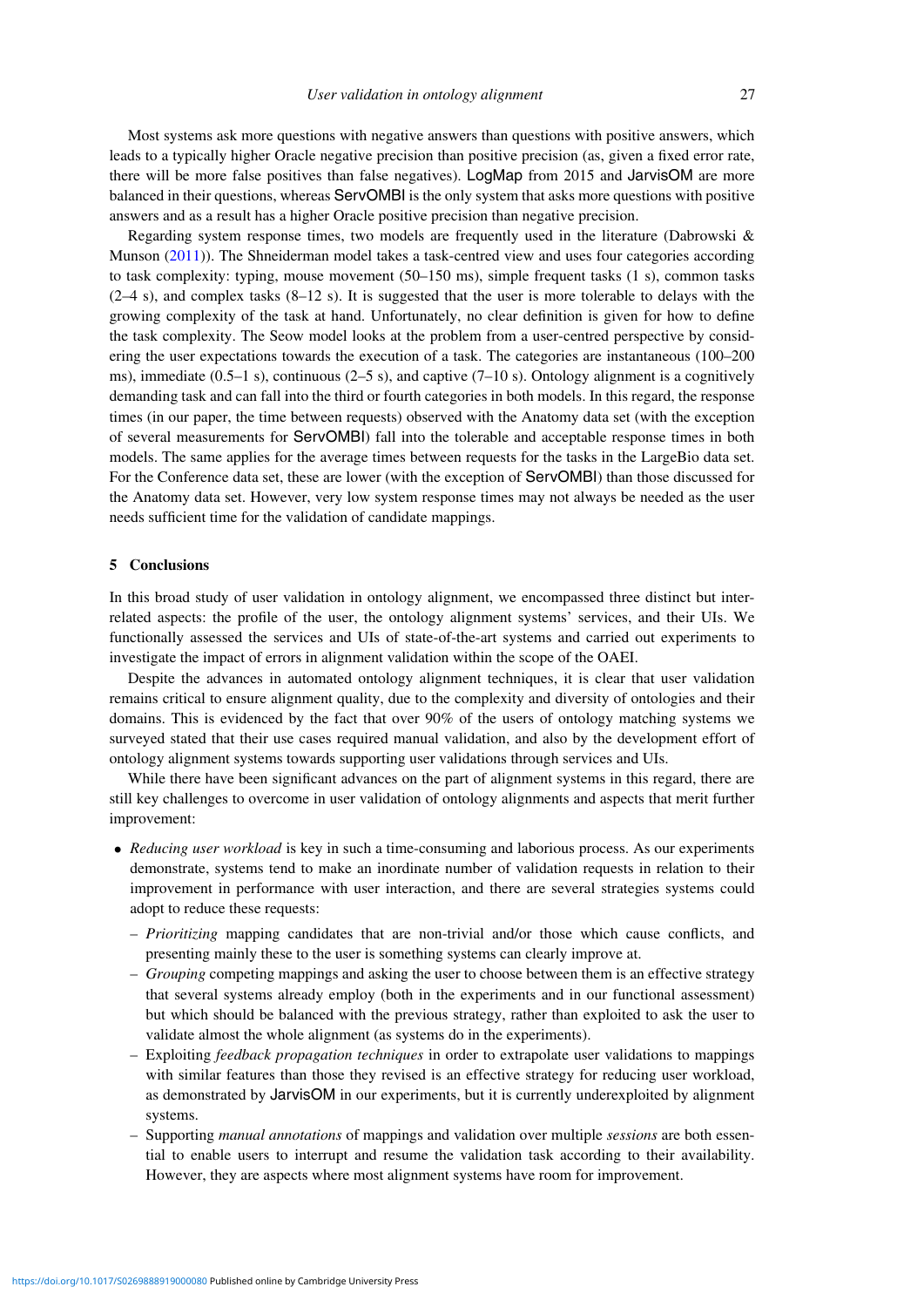Most systems ask more questions with negative answers than questions with positive answers, which leads to a typically higher Oracle negative precision than positive precision (as, given a fixed error rate, there will be more false positives than false negatives). LogMap from 2015 and JarvisOM are more balanced in their questions, whereas ServOMBI is the only system that asks more questions with positive answers and as a result has a higher Oracle positive precision than negative precision.

Regarding system response times, two models are frequently used in the literature (Dabrowski & Munson (2011)). The Shneiderman model takes a task-centred view and uses four categories according to task complexity: typing, mouse movement (50–150 ms), simple frequent tasks (1 s), common tasks (2–4 s), and complex tasks (8–12 s). It is suggested that the user is more tolerable to delays with the growing complexity of the task at hand. Unfortunately, no clear definition is given for how to define the task complexity. The Seow model looks at the problem from a user-centred perspective by considering the user expectations towards the execution of a task. The categories are instantaneous (100–200 ms), immediate (0.5–1 s), continuous (2–5 s), and captive (7–10 s). Ontology alignment is a cognitively demanding task and can fall into the third or fourth categories in both models. In this regard, the response times (in our paper, the time between requests) observed with the Anatomy data set (with the exception of several measurements for ServOMBI) fall into the tolerable and acceptable response times in both models. The same applies for the average times between requests for the tasks in the LargeBio data set. For the Conference data set, these are lower (with the exception of ServOMBI) than those discussed for the Anatomy data set. However, very low system response times may not always be needed as the user needs sufficient time for the validation of candidate mappings.

## 5 Conclusions

In this broad study of user validation in ontology alignment, we encompassed three distinct but interrelated aspects: the profile of the user, the ontology alignment systems' services, and their UIs. We functionally assessed the services and UIs of state-of-the-art systems and carried out experiments to investigate the impact of errors in alignment validation within the scope of the OAEI.

Despite the advances in automated ontology alignment techniques, it is clear that user validation remains critical to ensure alignment quality, due to the complexity and diversity of ontologies and their domains. This is evidenced by the fact that over 90% of the users of ontology matching systems we surveyed stated that their use cases required manual validation, and also by the development effort of ontology alignment systems towards supporting user validations through services and UIs.

While there have been significant advances on the part of alignment systems in this regard, there are still key challenges to overcome in user validation of ontology alignments and aspects that merit further improvement:

- *Reducing user workload* is key in such a time-consuming and laborious process. As our experiments demonstrate, systems tend to make an inordinate number of validation requests in relation to their improvement in performance with user interaction, and there are several strategies systems could adopt to reduce these requests:
  - *Prioritizing* mapping candidates that are non-trivial and/or those which cause conflicts, and presenting mainly these to the user is something systems can clearly improve at.
  - *Grouping* competing mappings and asking the user to choose between them is an effective strategy that several systems already employ (both in the experiments and in our functional assessment) but which should be balanced with the previous strategy, rather than exploited to ask the user to validate almost the whole alignment (as systems do in the experiments).
  - Exploiting *feedback propagation techniques* in order to extrapolate user validations to mappings with similar features than those they revised is an effective strategy for reducing user workload, as demonstrated by JarvisOM in our experiments, but it is currently underexploited by alignment systems.
  - Supporting *manual annotations* of mappings and validation over multiple *sessions* are both essential to enable users to interrupt and resume the validation task according to their availability. However, they are aspects where most alignment systems have room for improvement.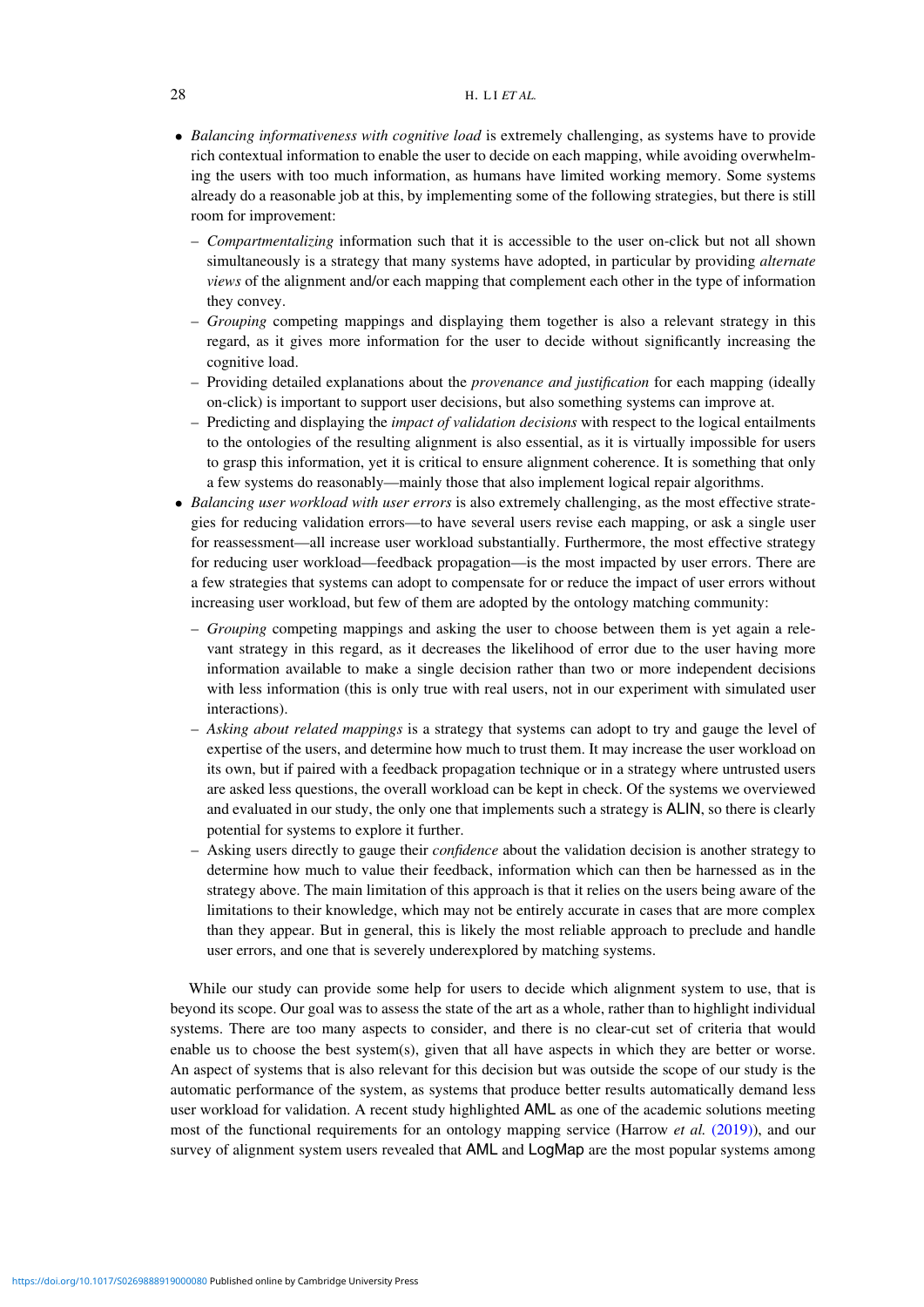- *Balancing informativeness with cognitive load* is extremely challenging, as systems have to provide rich contextual information to enable the user to decide on each mapping, while avoiding overwhelming the users with too much information, as humans have limited working memory. Some systems already do a reasonable job at this, by implementing some of the following strategies, but there is still room for improvement:
  - *Compartmentalizing* information such that it is accessible to the user on-click but not all shown simultaneously is a strategy that many systems have adopted, in particular by providing *alternate views* of the alignment and/or each mapping that complement each other in the type of information they convey.
  - *Grouping* competing mappings and displaying them together is also a relevant strategy in this regard, as it gives more information for the user to decide without significantly increasing the cognitive load.
  - Providing detailed explanations about the *provenance and justification* for each mapping (ideally on-click) is important to support user decisions, but also something systems can improve at.
  - Predicting and displaying the *impact of validation decisions* with respect to the logical entailments to the ontologies of the resulting alignment is also essential, as it is virtually impossible for users to grasp this information, yet it is critical to ensure alignment coherence. It is something that only a few systems do reasonably—mainly those that also implement logical repair algorithms.
- *Balancing user workload with user errors* is also extremely challenging, as the most effective strategies for reducing validation errors—to have several users revise each mapping, or ask a single user for reassessment—all increase user workload substantially. Furthermore, the most effective strategy for reducing user workload—feedback propagation—is the most impacted by user errors. There are a few strategies that systems can adopt to compensate for or reduce the impact of user errors without increasing user workload, but few of them are adopted by the ontology matching community:
  - *Grouping* competing mappings and asking the user to choose between them is yet again a relevant strategy in this regard, as it decreases the likelihood of error due to the user having more information available to make a single decision rather than two or more independent decisions with less information (this is only true with real users, not in our experiment with simulated user interactions).
  - *Asking about related mappings* is a strategy that systems can adopt to try and gauge the level of expertise of the users, and determine how much to trust them. It may increase the user workload on its own, but if paired with a feedback propagation technique or in a strategy where untrusted users are asked less questions, the overall workload can be kept in check. Of the systems we overviewed and evaluated in our study, the only one that implements such a strategy is ALIN, so there is clearly potential for systems to explore it further.
  - Asking users directly to gauge their *confidence* about the validation decision is another strategy to determine how much to value their feedback, information which can then be harnessed as in the strategy above. The main limitation of this approach is that it relies on the users being aware of the limitations to their knowledge, which may not be entirely accurate in cases that are more complex than they appear. But in general, this is likely the most reliable approach to preclude and handle user errors, and one that is severely underexplored by matching systems.

While our study can provide some help for users to decide which alignment system to use, that is beyond its scope. Our goal was to assess the state of the art as a whole, rather than to highlight individual systems. There are too many aspects to consider, and there is no clear-cut set of criteria that would enable us to choose the best system(s), given that all have aspects in which they are better or worse. An aspect of systems that is also relevant for this decision but was outside the scope of our study is the automatic performance of the system, as systems that produce better results automatically demand less user workload for validation. A recent study highlighted AML as one of the academic solutions meeting most of the functional requirements for an ontology mapping service (Harrow *et al.* (2019)), and our survey of alignment system users revealed that AML and LogMap are the most popular systems among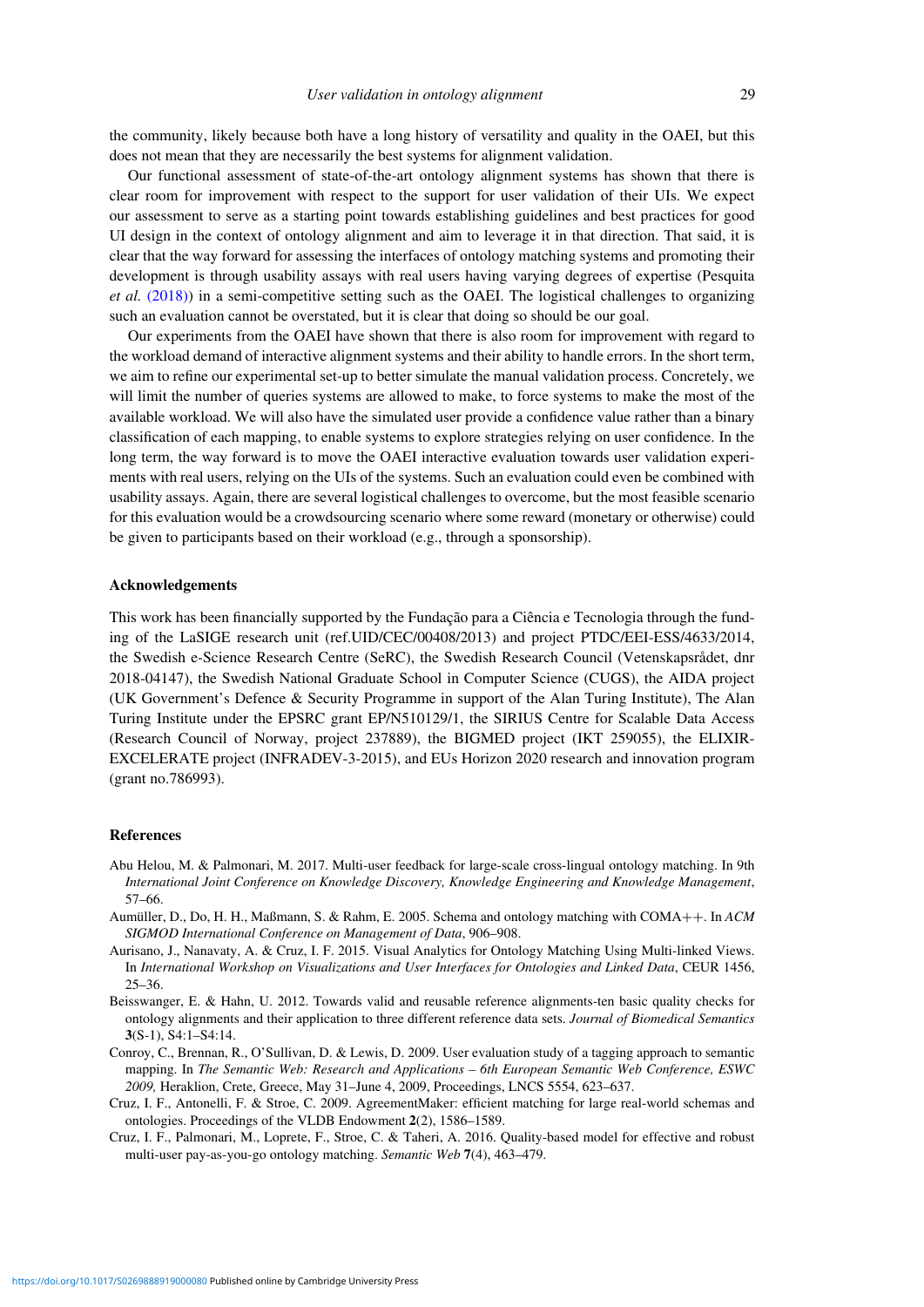the community, likely because both have a long history of versatility and quality in the OAEI, but this does not mean that they are necessarily the best systems for alignment validation.

Our functional assessment of state-of-the-art ontology alignment systems has shown that there is clear room for improvement with respect to the support for user validation of their UIs. We expect our assessment to serve as a starting point towards establishing guidelines and best practices for good UI design in the context of ontology alignment and aim to leverage it in that direction. That said, it is clear that the way forward for assessing the interfaces of ontology matching systems and promoting their development is through usability assays with real users having varying degrees of expertise (Pesquita *et al.* (2018)) in a semi-competitive setting such as the OAEI. The logistical challenges to organizing such an evaluation cannot be overstated, but it is clear that doing so should be our goal.

Our experiments from the OAEI have shown that there is also room for improvement with regard to the workload demand of interactive alignment systems and their ability to handle errors. In the short term, we aim to refine our experimental set-up to better simulate the manual validation process. Concretely, we will limit the number of queries systems are allowed to make, to force systems to make the most of the available workload. We will also have the simulated user provide a confidence value rather than a binary classification of each mapping, to enable systems to explore strategies relying on user confidence. In the long term, the way forward is to move the OAEI interactive evaluation towards user validation experiments with real users, relying on the UIs of the systems. Such an evaluation could even be combined with usability assays. Again, there are several logistical challenges to overcome, but the most feasible scenario for this evaluation would be a crowdsourcing scenario where some reward (monetary or otherwise) could be given to participants based on their workload (e.g., through a sponsorship).

## Acknowledgements

This work has been financially supported by the Fundação para a Ciência e Tecnologia through the funding of the LaSIGE research unit (ref.UID/CEC/00408/2013) and project PTDC/EEI-ESS/4633/2014, the Swedish e-Science Research Centre (SeRC), the Swedish Research Council (Vetenskapsrådet, dnr 2018-04147), the Swedish National Graduate School in Computer Science (CUGS), the AIDA project (UK Government's Defence & Security Programme in support of the Alan Turing Institute), The Alan Turing Institute under the EPSRC grant EP/N510129/1, the SIRIUS Centre for Scalable Data Access (Research Council of Norway, project 237889), the BIGMED project (IKT 259055), the ELIXIR-EXCELERATE project (INFRADEV-3-2015), and EUs Horizon 2020 research and innovation program (grant no.786993).

## References

Abu Helou, M. & Palmonari, M. 2017. Multi-user feedback for large-scale cross-lingual ontology matching. In 9th *International Joint Conference on Knowledge Discovery, Knowledge Engineering and Knowledge Management*, 57–66.

Aumüller, D., Do, H. H., Maßmann, S. & Rahm, E. 2005. Schema and ontology matching with COMA++. In *ACM SIGMOD International Conference on Management of Data*, 906–908.

Aurisano, J., Nanavaty, A. & Cruz, I. F. 2015. Visual Analytics for Ontology Matching Using Multi-linked Views. In *International Workshop on Visualizations and User Interfaces for Ontologies and Linked Data*, CEUR 1456, 25–36.

Beisswanger, E. & Hahn, U. 2012. Towards valid and reusable reference alignments-ten basic quality checks for ontology alignments and their application to three different reference data sets. *Journal of Biomedical Semantics* **3**(S-1), S4:1–S4:14.

Conroy, C., Brennan, R., O'Sullivan, D. & Lewis, D. 2009. User evaluation study of a tagging approach to semantic mapping. In *The Semantic Web: Research and Applications – 6th European Semantic Web Conference, ESWC 2009,* Heraklion, Crete, Greece, May 31–June 4, 2009, Proceedings, LNCS 5554, 623–637.

Cruz, I. F., Antonelli, F. & Stroe, C. 2009. AgreementMaker: efficient matching for large real-world schemas and ontologies. Proceedings of the VLDB Endowment **2**(2), 1586–1589.

Cruz, I. F., Palmonari, M., Loprete, F., Stroe, C. & Taheri, A. 2016. Quality-based model for effective and robust multi-user pay-as-you-go ontology matching. *Semantic Web* **7**(4), 463–479.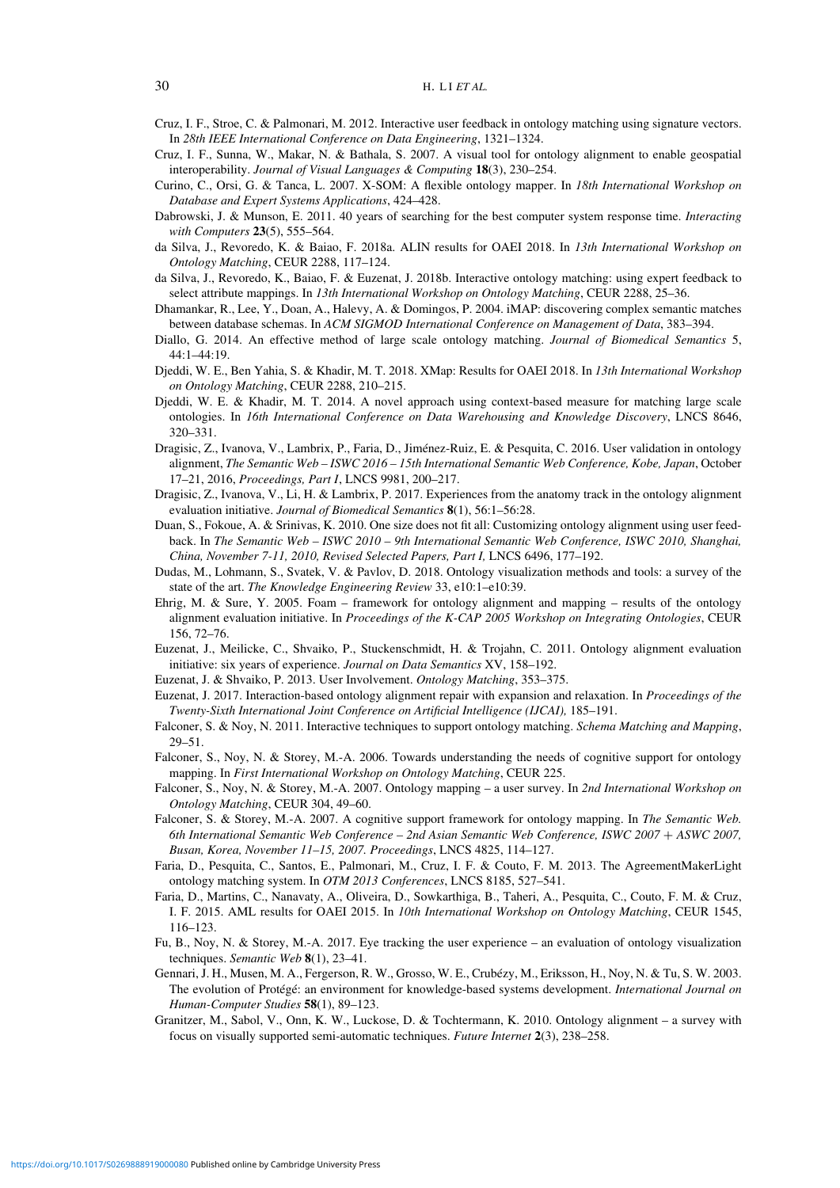Cruz, I. F., Stroe, C. & Palmonari, M. 2012. Interactive user feedback in ontology matching using signature vectors. In *28th IEEE International Conference on Data Engineering*, 1321–1324.

Cruz, I. F., Sunna, W., Makar, N. & Bathala, S. 2007. A visual tool for ontology alignment to enable geospatial interoperability. *Journal of Visual Languages & Computing* **18**(3), 230–254.

Curino, C., Orsi, G. & Tanca, L. 2007. X-SOM: A flexible ontology mapper. In *18th International Workshop on Database and Expert Systems Applications*, 424–428.

Dabrowski, J. & Munson, E. 2011. 40 years of searching for the best computer system response time. *Interacting with Computers* **23**(5), 555–564.

da Silva, J., Revoredo, K. & Baiao, F. 2018a. ALIN results for OAEI 2018. In *13th International Workshop on Ontology Matching*, CEUR 2288, 117–124.

da Silva, J., Revoredo, K., Baiao, F. & Euzenat, J. 2018b. Interactive ontology matching: using expert feedback to select attribute mappings. In *13th International Workshop on Ontology Matching*, CEUR 2288, 25–36.

Dhamankar, R., Lee, Y., Doan, A., Halevy, A. & Domingos, P. 2004. iMAP: discovering complex semantic matches between database schemas. In *ACM SIGMOD International Conference on Management of Data*, 383–394.

Diallo, G. 2014. An effective method of large scale ontology matching. *Journal of Biomedical Semantics* 5, 44:1–44:19.

Djeddi, W. E., Ben Yahia, S. & Khadir, M. T. 2018. XMap: Results for OAEI 2018. In *13th International Workshop on Ontology Matching*, CEUR 2288, 210–215.

Djeddi, W. E. & Khadir, M. T. 2014. A novel approach using context-based measure for matching large scale ontologies. In *16th International Conference on Data Warehousing and Knowledge Discovery*, LNCS 8646, 320–331.

Dragisic, Z., Ivanova, V., Lambrix, P., Faria, D., Jiménez-Ruiz, E. & Pesquita, C. 2016. User validation in ontology alignment, *The Semantic Web – ISWC 2016 – 15th International Semantic Web Conference, Kobe, Japan*, October 17–21, 2016, *Proceedings, Part I*, LNCS 9981, 200–217.

Dragisic, Z., Ivanova, V., Li, H. & Lambrix, P. 2017. Experiences from the anatomy track in the ontology alignment evaluation initiative. *Journal of Biomedical Semantics* **8**(1), 56:1–56:28.

Duan, S., Fokoue, A. & Srinivas, K. 2010. One size does not fit all: Customizing ontology alignment using user feedback. In *The Semantic Web – ISWC 2010 – 9th International Semantic Web Conference, ISWC 2010, Shanghai, China, November 7-11, 2010, Revised Selected Papers, Part I,* LNCS 6496, 177–192.

Dudas, M., Lohmann, S., Svatek, V. & Pavlov, D. 2018. Ontology visualization methods and tools: a survey of the state of the art. *The Knowledge Engineering Review* 33, e10:1–e10:39.

Ehrig, M. & Sure, Y. 2005. Foam – framework for ontology alignment and mapping – results of the ontology alignment evaluation initiative. In *Proceedings of the K-CAP 2005 Workshop on Integrating Ontologies*, CEUR 156, 72–76.

Euzenat, J., Meilicke, C., Shvaiko, P., Stuckenschmidt, H. & Trojahn, C. 2011. Ontology alignment evaluation initiative: six years of experience. *Journal on Data Semantics* XV, 158–192.

Euzenat, J. & Shvaiko, P. 2013. User Involvement. *Ontology Matching*, 353–375.

Euzenat, J. 2017. Interaction-based ontology alignment repair with expansion and relaxation. In *Proceedings of the Twenty-Sixth International Joint Conference on Artificial Intelligence (IJCAI),* 185–191.

Falconer, S. & Noy, N. 2011. Interactive techniques to support ontology matching. *Schema Matching and Mapping*, 29–51.

Falconer, S., Noy, N. & Storey, M.-A. 2006. Towards understanding the needs of cognitive support for ontology mapping. In *First International Workshop on Ontology Matching*, CEUR 225.

Falconer, S., Noy, N. & Storey, M.-A. 2007. Ontology mapping – a user survey. In *2nd International Workshop on Ontology Matching*, CEUR 304, 49–60.

Falconer, S. & Storey, M.-A. 2007. A cognitive support framework for ontology mapping. In *The Semantic Web. 6th International Semantic Web Conference – 2nd Asian Semantic Web Conference, ISWC 2007 + ASWC 2007, Busan, Korea, November 11–15, 2007. Proceedings*, LNCS 4825, 114–127.

Faria, D., Pesquita, C., Santos, E., Palmonari, M., Cruz, I. F. & Couto, F. M. 2013. The AgreementMakerLight ontology matching system. In *OTM 2013 Conferences*, LNCS 8185, 527–541.

Faria, D., Martins, C., Nanavaty, A., Oliveira, D., Sowkarthiga, B., Taheri, A., Pesquita, C., Couto, F. M. & Cruz, I. F. 2015. AML results for OAEI 2015. In *10th International Workshop on Ontology Matching*, CEUR 1545, 116–123.

Fu, B., Noy, N. & Storey, M.-A. 2017. Eye tracking the user experience – an evaluation of ontology visualization techniques. *Semantic Web* **8**(1), 23–41.

Gennari, J. H., Musen, M. A., Fergerson, R. W., Grosso, W. E., Crubézy, M., Eriksson, H., Noy, N. & Tu, S. W. 2003. The evolution of Protégé: an environment for knowledge-based systems development. *International Journal on Human-Computer Studies* **58**(1), 89–123.

Granitzer, M., Sabol, V., Onn, K. W., Luckose, D. & Tochtermann, K. 2010. Ontology alignment – a survey with focus on visually supported semi-automatic techniques. *Future Internet* **2**(3), 238–258.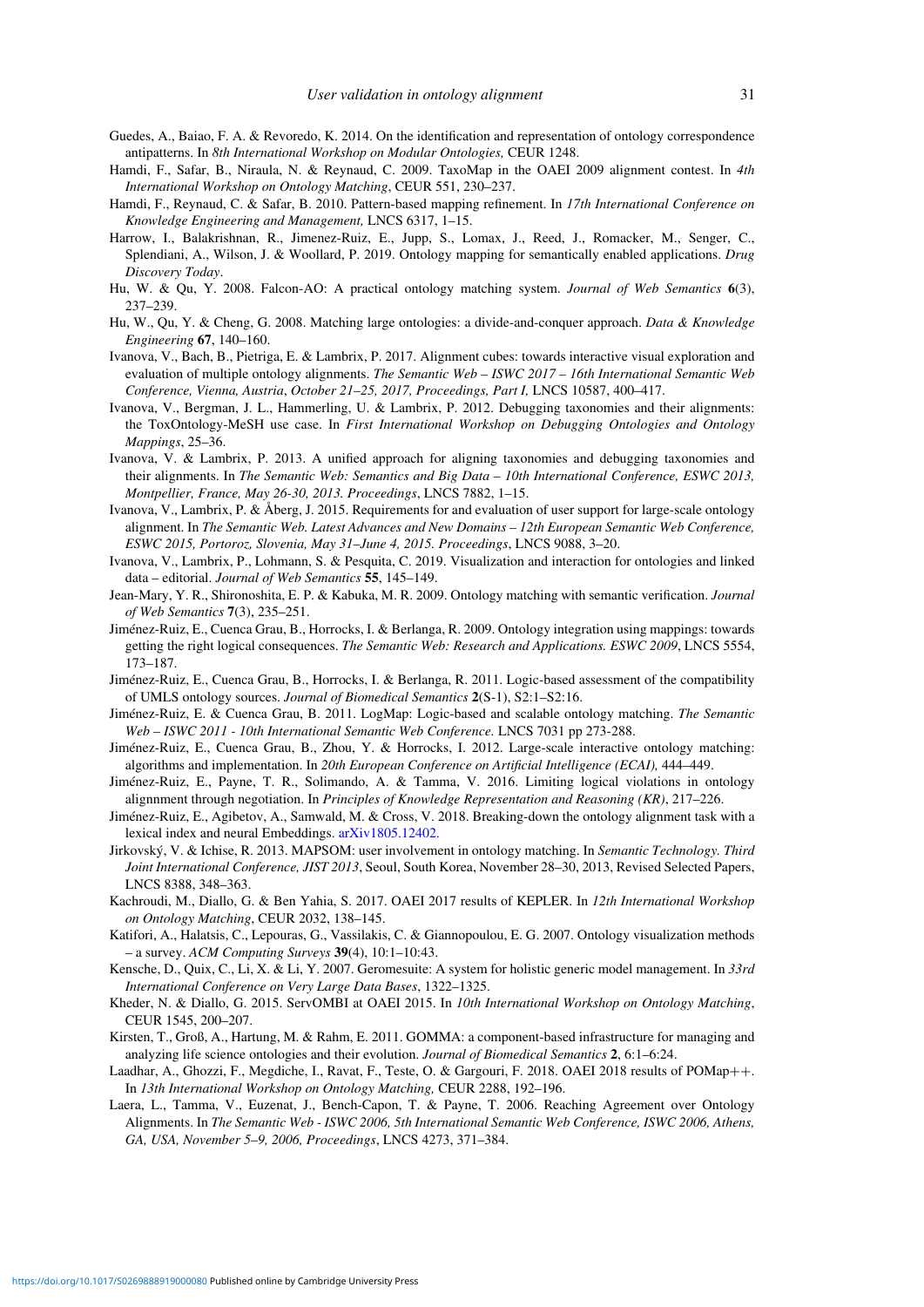Guedes, A., Baiao, F. A. & Revoredo, K. 2014. On the identification and representation of ontology correspondence antipatterns. In *8th International Workshop on Modular Ontologies,* CEUR 1248.

Hamdi, F., Safar, B., Niraula, N. & Reynaud, C. 2009. TaxoMap in the OAEI 2009 alignment contest. In *4th International Workshop on Ontology Matching*, CEUR 551, 230–237.

Hamdi, F., Reynaud, C. & Safar, B. 2010. Pattern-based mapping refinement. In *17th International Conference on Knowledge Engineering and Management,* LNCS 6317, 1–15.

Harrow, I., Balakrishnan, R., Jimenez-Ruiz, E., Jupp, S., Lomax, J., Reed, J., Romacker, M., Senger, C., Splendiani, A., Wilson, J. & Woollard, P. 2019. Ontology mapping for semantically enabled applications. *Drug Discovery Today*.

Hu, W. & Qu, Y. 2008. Falcon-AO: A practical ontology matching system. *Journal of Web Semantics* **6**(3), 237–239.

Hu, W., Qu, Y. & Cheng, G. 2008. Matching large ontologies: a divide-and-conquer approach. *Data & Knowledge Engineering* **67**, 140–160.

Ivanova, V., Bach, B., Pietriga, E. & Lambrix, P. 2017. Alignment cubes: towards interactive visual exploration and evaluation of multiple ontology alignments. *The Semantic Web – ISWC 2017 – 16th International Semantic Web Conference, Vienna, Austria, October 21–25, 2017, Proceedings, Part I,* LNCS 10587, 400–417.

Ivanova, V., Bergman, J. L., Hammerling, U. & Lambrix, P. 2012. Debugging taxonomies and their alignments: the ToxOntology-MeSH use case. In *First International Workshop on Debugging Ontologies and Ontology Mappings*, 25–36.

Ivanova, V. & Lambrix, P. 2013. A unified approach for aligning taxonomies and debugging taxonomies and their alignments. In *The Semantic Web: Semantics and Big Data – 10th International Conference, ESWC 2013, Montpellier, France, May 26-30, 2013. Proceedings*, LNCS 7882, 1–15.

Ivanova, V., Lambrix, P. & Åberg, J. 2015. Requirements for and evaluation of user support for large-scale ontology alignment. In *The Semantic Web. Latest Advances and New Domains – 12th European Semantic Web Conference, ESWC 2015, Portoroz, Slovenia, May 31–June 4, 2015. Proceedings*, LNCS 9088, 3–20.

Ivanova, V., Lambrix, P., Lohmann, S. & Pesquita, C. 2019. Visualization and interaction for ontologies and linked data – editorial. *Journal of Web Semantics* **55**, 145–149.

Jean-Mary, Y. R., Shironoshita, E. P. & Kabuka, M. R. 2009. Ontology matching with semantic verification. *Journal of Web Semantics* **7**(3), 235–251.

Jiménez-Ruiz, E., Cuenca Grau, B., Horrocks, I. & Berlanga, R. 2009. Ontology integration using mappings: towards getting the right logical consequences. *The Semantic Web: Research and Applications. ESWC 2009*, LNCS 5554, 173–187.

Jiménez-Ruiz, E., Cuenca Grau, B., Horrocks, I. & Berlanga, R. 2011. Logic-based assessment of the compatibility of UMLS ontology sources. *Journal of Biomedical Semantics* **2**(S-1), S2:1–S2:16.

Jiménez-Ruiz, E. & Cuenca Grau, B. 2011. LogMap: Logic-based and scalable ontology matching. *The Semantic Web – ISWC 2011 - 10th International Semantic Web Conference*. LNCS 7031 pp 273-288.

Jiménez-Ruiz, E., Cuenca Grau, B., Zhou, Y. & Horrocks, I. 2012. Large-scale interactive ontology matching: algorithms and implementation. In *20th European Conference on Artificial Intelligence (ECAI),* 444–449.

Jiménez-Ruiz, E., Payne, T. R., Solimando, A. & Tamma, V. 2016. Limiting logical violations in ontology alignnment through negotiation. In *Principles of Knowledge Representation and Reasoning (KR)*, 217–226.

Jiménez-Ruiz, E., Agibetov, A., Samwald, M. & Cross, V. 2018. Breaking-down the ontology alignment task with a lexical index and neural Embeddings. arXiv1805.12402.

Jirkovský, V. & Ichise, R. 2013. MAPSOM: user involvement in ontology matching. In *Semantic Technology. Third Joint International Conference, JIST 2013*, Seoul, South Korea, November 28–30, 2013, Revised Selected Papers, LNCS 8388, 348–363.

Kachroudi, M., Diallo, G. & Ben Yahia, S. 2017. OAEI 2017 results of KEPLER. In *12th International Workshop on Ontology Matching*, CEUR 2032, 138–145.

Katifori, A., Halatsis, C., Lepouras, G., Vassilakis, C. & Giannopoulou, E. G. 2007. Ontology visualization methods – a survey. *ACM Computing Surveys* **39**(4), 10:1–10:43.

Kensche, D., Quix, C., Li, X. & Li, Y. 2007. Geromesuite: A system for holistic generic model management. In *33rd International Conference on Very Large Data Bases*, 1322–1325.

Kheder, N. & Diallo, G. 2015. ServOMBI at OAEI 2015. In *10th International Workshop on Ontology Matching*, CEUR 1545, 200–207.

Kirsten, T., Groß, A., Hartung, M. & Rahm, E. 2011. GOMMA: a component-based infrastructure for managing and analyzing life science ontologies and their evolution. *Journal of Biomedical Semantics* **2**, 6:1–6:24.

Laadhar, A., Ghozzi, F., Megdiche, I., Ravat, F., Teste, O. & Gargouri, F. 2018. OAEI 2018 results of POMap++. In *13th International Workshop on Ontology Matching,* CEUR 2288, 192–196.

Laera, L., Tamma, V., Euzenat, J., Bench-Capon, T. & Payne, T. 2006. Reaching Agreement over Ontology Alignments. In *The Semantic Web - ISWC 2006, 5th International Semantic Web Conference, ISWC 2006, Athens, GA, USA, November 5–9, 2006, Proceedings*, LNCS 4273, 371–384.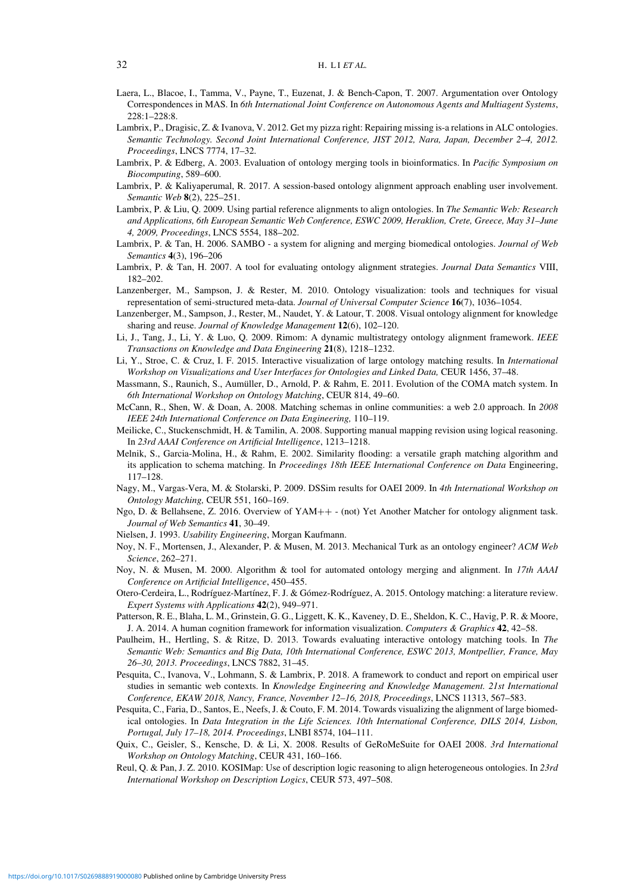Laera, L., Blacoe, I., Tamma, V., Payne, T., Euzenat, J. & Bench-Capon, T. 2007. Argumentation over Ontology Correspondences in MAS. In *6th International Joint Conference on Autonomous Agents and Multiagent Systems*, 228:1–228:8.

Lambrix, P., Dragisic, Z. & Ivanova, V. 2012. Get my pizza right: Repairing missing is-a relations in ALC ontologies. *Semantic Technology. Second Joint International Conference, JIST 2012, Nara, Japan, December 2–4, 2012. Proceedings*, LNCS 7774, 17–32.

Lambrix, P. & Edberg, A. 2003. Evaluation of ontology merging tools in bioinformatics. In *Pacific Symposium on Biocomputing*, 589–600.

Lambrix, P. & Kaliyaperumal, R. 2017. A session-based ontology alignment approach enabling user involvement. *Semantic Web* **8**(2), 225–251.

Lambrix, P. & Liu, Q. 2009. Using partial reference alignments to align ontologies. In *The Semantic Web: Research and Applications, 6th European Semantic Web Conference, ESWC 2009, Heraklion, Crete, Greece, May 31–June 4, 2009, Proceedings*, LNCS 5554, 188–202.

Lambrix, P. & Tan, H. 2006. SAMBO - a system for aligning and merging biomedical ontologies. *Journal of Web Semantics* **4**(3), 196–206

Lambrix, P. & Tan, H. 2007. A tool for evaluating ontology alignment strategies. *Journal Data Semantics* VIII, 182–202.

Lanzenberger, M., Sampson, J. & Rester, M. 2010. Ontology visualization: tools and techniques for visual representation of semi-structured meta-data. *Journal of Universal Computer Science* **16**(7), 1036–1054.

Lanzenberger, M., Sampson, J., Rester, M., Naudet, Y. & Latour, T. 2008. Visual ontology alignment for knowledge sharing and reuse. *Journal of Knowledge Management* **12**(6), 102–120.

Li, J., Tang, J., Li, Y. & Luo, Q. 2009. Rimom: A dynamic multistrategy ontology alignment framework. *IEEE Transactions on Knowledge and Data Engineering* **21**(8), 1218–1232.

Li, Y., Stroe, C. & Cruz, I. F. 2015. Interactive visualization of large ontology matching results. In *International Workshop on Visualizations and User Interfaces for Ontologies and Linked Data,* CEUR 1456, 37–48.

Massmann, S., Raunich, S., Aumüller, D., Arnold, P. & Rahm, E. 2011. Evolution of the COMA match system. In *6th International Workshop on Ontology Matching*, CEUR 814, 49–60.

McCann, R., Shen, W. & Doan, A. 2008. Matching schemas in online communities: a web 2.0 approach. In *2008 IEEE 24th International Conference on Data Engineering,* 110–119.

Meilicke, C., Stuckenschmidt, H. & Tamilin, A. 2008. Supporting manual mapping revision using logical reasoning. In *23rd AAAI Conference on Artificial Intelligence*, 1213–1218.

Melnik, S., Garcia-Molina, H., & Rahm, E. 2002. Similarity flooding: a versatile graph matching algorithm and its application to schema matching. In *Proceedings 18th IEEE International Conference on Data* Engineering, 117–128.

Nagy, M., Vargas-Vera, M. & Stolarski, P. 2009. DSSim results for OAEI 2009. In *4th International Workshop on Ontology Matching,* CEUR 551, 160–169.

Ngo, D. & Bellahsene, Z. 2016. Overview of YAM++ - (not) Yet Another Matcher for ontology alignment task. *Journal of Web Semantics* **41**, 30–49.

Nielsen, J. 1993. *Usability Engineering*, Morgan Kaufmann.

Noy, N. F., Mortensen, J., Alexander, P. & Musen, M. 2013. Mechanical Turk as an ontology engineer? *ACM Web Science*, 262–271.

Noy, N. & Musen, M. 2000. Algorithm & tool for automated ontology merging and alignment. In *17th AAAI Conference on Artificial Intelligence*, 450–455.

Otero-Cerdeira, L., Rodríguez-Martínez, F. J. & Gómez-Rodríguez, A. 2015. Ontology matching: a literature review. *Expert Systems with Applications* **42**(2), 949–971.

Patterson, R. E., Blaha, L. M., Grinstein, G. G., Liggett, K. K., Kaveney, D. E., Sheldon, K. C., Havig, P. R. & Moore, J. A. 2014. A human cognition framework for information visualization. *Computers & Graphics* **42**, 42–58.

Paulheim, H., Hertling, S. & Ritze, D. 2013. Towards evaluating interactive ontology matching tools. In *The Semantic Web: Semantics and Big Data, 10th International Conference, ESWC 2013, Montpellier, France, May 26–30, 2013. Proceedings*, LNCS 7882, 31–45.

Pesquita, C., Ivanova, V., Lohmann, S. & Lambrix, P. 2018. A framework to conduct and report on empirical user studies in semantic web contexts. In *Knowledge Engineering and Knowledge Management. 21st International Conference, EKAW 2018, Nancy, France, November 12–16, 2018, Proceedings*, LNCS 11313, 567–583.

Pesquita, C., Faria, D., Santos, E., Neefs, J. & Couto, F. M. 2014. Towards visualizing the alignment of large biomedical ontologies. In *Data Integration in the Life Sciences. 10th International Conference, DILS 2014, Lisbon, Portugal, July 17–18, 2014. Proceedings*, LNBI 8574, 104–111.

Quix, C., Geisler, S., Kensche, D. & Li, X. 2008. Results of GeRoMeSuite for OAEI 2008. *3rd International Workshop on Ontology Matching*, CEUR 431, 160–166.

Reul, Q. & Pan, J. Z. 2010. KOSIMap: Use of description logic reasoning to align heterogeneous ontologies. In *23rd International Workshop on Description Logics*, CEUR 573, 497–508.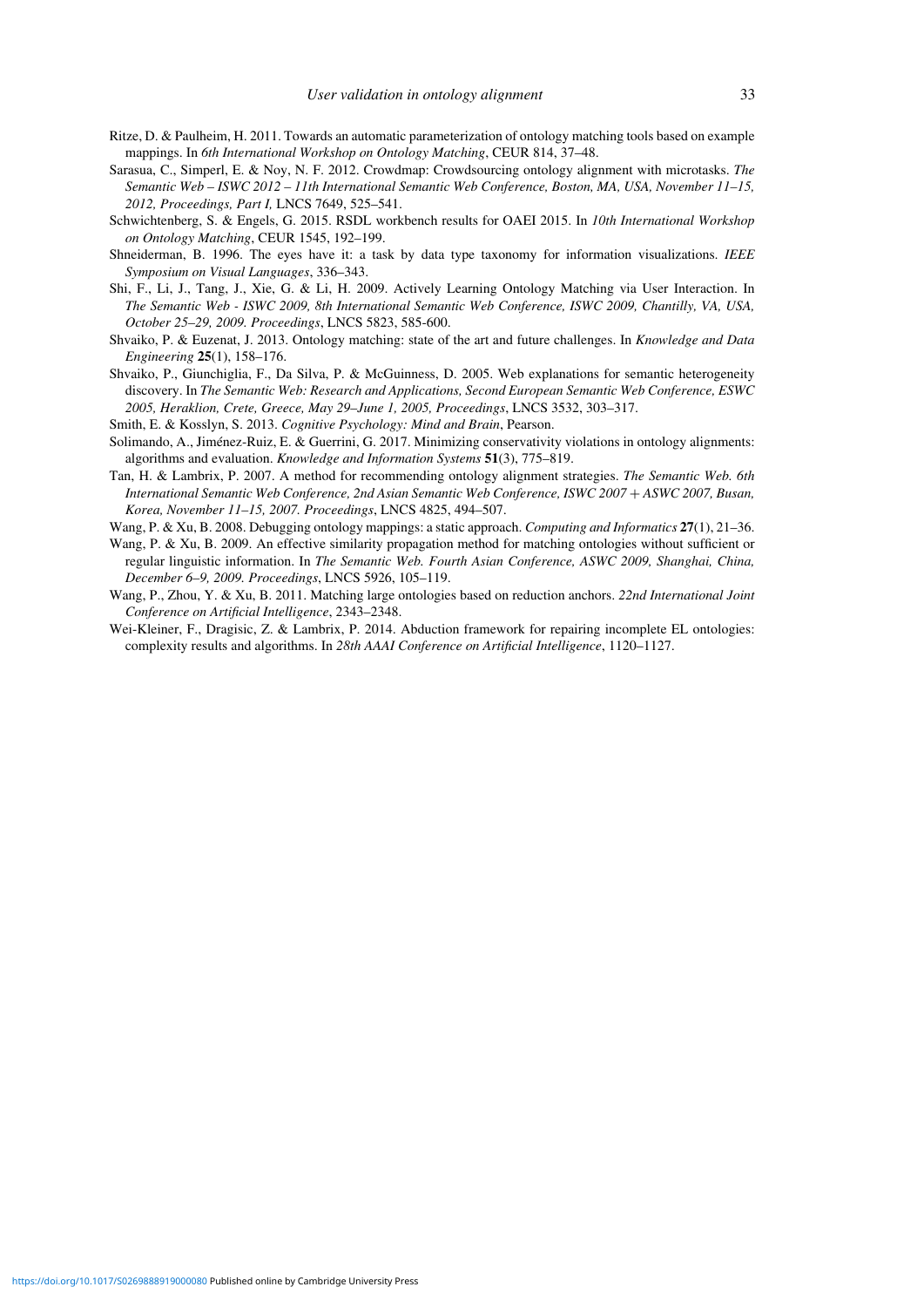Ritze, D. & Paulheim, H. 2011. Towards an automatic parameterization of ontology matching tools based on example mappings. In *6th International Workshop on Ontology Matching*, CEUR 814, 37–48.

Sarasua, C., Simperl, E. & Noy, N. F. 2012. Crowdmap: Crowdsourcing ontology alignment with microtasks. *The Semantic Web – ISWC 2012 – 11th International Semantic Web Conference, Boston, MA, USA, November 11–15, 2012, Proceedings, Part I,* LNCS 7649, 525–541.

Schwichtenberg, S. & Engels, G. 2015. RSDL workbench results for OAEI 2015. In *10th International Workshop on Ontology Matching*, CEUR 1545, 192–199.

Shneiderman, B. 1996. The eyes have it: a task by data type taxonomy for information visualizations. *IEEE Symposium on Visual Languages*, 336–343.

Shi, F., Li, J., Tang, J., Xie, G. & Li, H. 2009. Actively Learning Ontology Matching via User Interaction. In *The Semantic Web - ISWC 2009, 8th International Semantic Web Conference, ISWC 2009, Chantilly, VA, USA, October 25–29, 2009. Proceedings*, LNCS 5823, 585-600.

Shvaiko, P. & Euzenat, J. 2013. Ontology matching: state of the art and future challenges. In *Knowledge and Data Engineering* **25**(1), 158–176.

Shvaiko, P., Giunchiglia, F., Da Silva, P. & McGuinness, D. 2005. Web explanations for semantic heterogeneity discovery. In *The Semantic Web: Research and Applications, Second European Semantic Web Conference, ESWC 2005, Heraklion, Crete, Greece, May 29–June 1, 2005, Proceedings*, LNCS 3532, 303–317.

Smith, E. & Kosslyn, S. 2013. *Cognitive Psychology: Mind and Brain*, Pearson.

Solimando, A., Jiménez-Ruiz, E. & Guerrini, G. 2017. Minimizing conservativity violations in ontology alignments: algorithms and evaluation. *Knowledge and Information Systems* **51**(3), 775–819.

Tan, H. & Lambrix, P. 2007. A method for recommending ontology alignment strategies. *The Semantic Web. 6th International Semantic Web Conference, 2nd Asian Semantic Web Conference, ISWC 2007 + ASWC 2007, Busan, Korea, November 11–15, 2007. Proceedings*, LNCS 4825, 494–507.

Wang, P. & Xu, B. 2008. Debugging ontology mappings: a static approach. *Computing and Informatics* **27**(1), 21–36.

Wang, P. & Xu, B. 2009. An effective similarity propagation method for matching ontologies without sufficient or regular linguistic information. In *The Semantic Web. Fourth Asian Conference, ASWC 2009, Shanghai, China, December 6–9, 2009. Proceedings*, LNCS 5926, 105–119.

Wang, P., Zhou, Y. & Xu, B. 2011. Matching large ontologies based on reduction anchors. *22nd International Joint Conference on Artificial Intelligence*, 2343–2348.

Wei-Kleiner, F., Dragisic, Z. & Lambrix, P. 2014. Abduction framework for repairing incomplete EL ontologies: complexity results and algorithms. In *28th AAAI Conference on Artificial Intelligence*, 1120–1127.